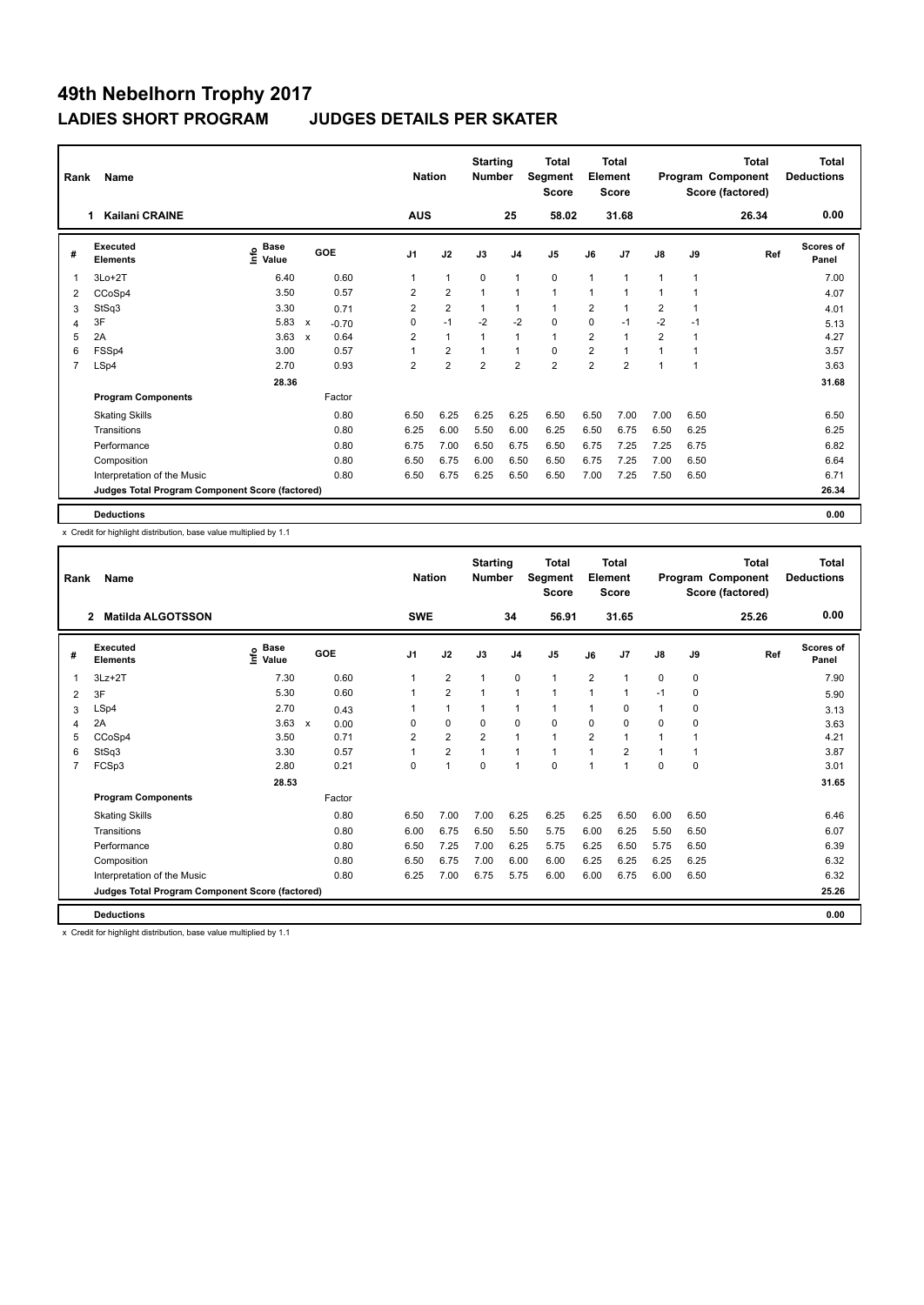# 49th Nebelhorn Trophy 2017

## LADIES SHORT PROGRAM JUDGES DETAILS PER SKATER

| Rank | Name | Nation | Starting Number | Total Segment Score | Total Element Score | Total Program Component Score (factored) | Total Deductions |
|---|---|---|---|---|---|---|---|
| 1 | Kailani CRAINE | AUS | 25 | 58.02 | 31.68 | 26.34 | 0.00 |

| # | Executed Elements | Info | Base Value | | GOE | J1 | J2 | J3 | J4 | J5 | J6 | J7 | J8 | J9 | Ref | Scores of Panel |
|---|---|---|---|---|---|---|---|---|---|---|---|---|---|---|---|---|
| 1 | 3Lo+2T | | 6.40 | | 0.60 | 1 | 1 | 0 | 1 | 0 | 1 | 1 | 1 | 1 | | 7.00 |
| 2 | CCoSp4 | | 3.50 | | 0.57 | 2 | 2 | 1 | 1 | 1 | 1 | 1 | 1 | 1 | | 4.07 |
| 3 | StSq3 | | 3.30 | | 0.71 | 2 | 2 | 1 | 1 | 1 | 2 | 1 | 2 | 1 | | 4.01 |
| 4 | 3F | | 5.83 | x | -0.70 | 0 | -1 | -2 | -2 | 0 | 0 | -1 | -2 | -1 | | 5.13 |
| 5 | 2A | | 3.63 | x | 0.64 | 2 | 1 | 1 | 1 | 1 | 2 | 1 | 2 | 1 | | 4.27 |
| 6 | FSSp4 | | 3.00 | | 0.57 | 1 | 2 | 1 | 1 | 0 | 2 | 1 | 1 | 1 | | 3.57 |
| 7 | LSp4 | | 2.70 | | 0.93 | 2 | 2 | 2 | 2 | 2 | 2 | 2 | 1 | 1 | | 3.63 |
| | | | 28.36 | | | | | | | | | | | | | 31.68 |
| | **Program Components** | | | | Factor | | | | | | | | | | | |
| | Skating Skills | | | | 0.80 | 6.50 | 6.25 | 6.25 | 6.25 | 6.50 | 6.50 | 7.00 | 7.00 | 6.50 | | 6.50 |
| | Transitions | | | | 0.80 | 6.25 | 6.00 | 5.50 | 6.00 | 6.25 | 6.50 | 6.75 | 6.50 | 6.25 | | 6.25 |
| | Performance | | | | 0.80 | 6.75 | 7.00 | 6.50 | 6.75 | 6.50 | 6.75 | 7.25 | 7.25 | 6.75 | | 6.82 |
| | Composition | | | | 0.80 | 6.50 | 6.75 | 6.00 | 6.50 | 6.50 | 6.75 | 7.25 | 7.00 | 6.50 | | 6.64 |
| | Interpretation of the Music | | | | 0.80 | 6.50 | 6.75 | 6.25 | 6.50 | 6.50 | 7.00 | 7.25 | 7.50 | 6.50 | | 6.71 |
| | **Judges Total Program Component Score (factored)** | | | | | | | | | | | | | | | 26.34 |
| | **Deductions** | | | | | | | | | | | | | | | 0.00 |

x Credit for highlight distribution, base value multiplied by 1.1

| Rank | Name | Nation | Starting Number | Total Segment Score | Total Element Score | Total Program Component Score (factored) | Total Deductions |
|---|---|---|---|---|---|---|---|
| 2 | Matilda ALGOTSSON | SWE | 34 | 56.91 | 31.65 | 25.26 | 0.00 |

| # | Executed Elements | Info | Base Value | | GOE | J1 | J2 | J3 | J4 | J5 | J6 | J7 | J8 | J9 | Ref | Scores of Panel |
|---|---|---|---|---|---|---|---|---|---|---|---|---|---|---|---|---|
| 1 | 3Lz+2T | | 7.30 | | 0.60 | 1 | 2 | 1 | 0 | 1 | 2 | 1 | 0 | 0 | | 7.90 |
| 2 | 3F | | 5.30 | | 0.60 | 1 | 2 | 1 | 1 | 1 | 1 | 1 | -1 | 0 | | 5.90 |
| 3 | LSp4 | | 2.70 | | 0.43 | 1 | 1 | 1 | 1 | 1 | 1 | 0 | 1 | 0 | | 3.13 |
| 4 | 2A | | 3.63 | x | 0.00 | 0 | 0 | 0 | 0 | 0 | 0 | 0 | 0 | 0 | | 3.63 |
| 5 | CCoSp4 | | 3.50 | | 0.71 | 2 | 2 | 2 | 1 | 1 | 2 | 1 | 1 | 1 | | 4.21 |
| 6 | StSq3 | | 3.30 | | 0.57 | 1 | 2 | 1 | 1 | 1 | 1 | 2 | 1 | 1 | | 3.87 |
| 7 | FCSp3 | | 2.80 | | 0.21 | 0 | 1 | 0 | 1 | 0 | 1 | 1 | 0 | 0 | | 3.01 |
| | | | 28.53 | | | | | | | | | | | | | 31.65 |
| | **Program Components** | | | | Factor | | | | | | | | | | | |
| | Skating Skills | | | | 0.80 | 6.50 | 7.00 | 7.00 | 6.25 | 6.25 | 6.25 | 6.50 | 6.00 | 6.50 | | 6.46 |
| | Transitions | | | | 0.80 | 6.00 | 6.75 | 6.50 | 5.50 | 5.75 | 6.00 | 6.25 | 5.50 | 6.50 | | 6.07 |
| | Performance | | | | 0.80 | 6.50 | 7.25 | 7.00 | 6.25 | 5.75 | 6.25 | 6.50 | 5.75 | 6.50 | | 6.39 |
| | Composition | | | | 0.80 | 6.50 | 6.75 | 7.00 | 6.00 | 6.00 | 6.25 | 6.25 | 6.25 | 6.25 | | 6.32 |
| | Interpretation of the Music | | | | 0.80 | 6.25 | 7.00 | 6.75 | 5.75 | 6.00 | 6.00 | 6.75 | 6.00 | 6.50 | | 6.32 |
| | **Judges Total Program Component Score (factored)** | | | | | | | | | | | | | | | 25.26 |
| | **Deductions** | | | | | | | | | | | | | | | 0.00 |

x Credit for highlight distribution, base value multiplied by 1.1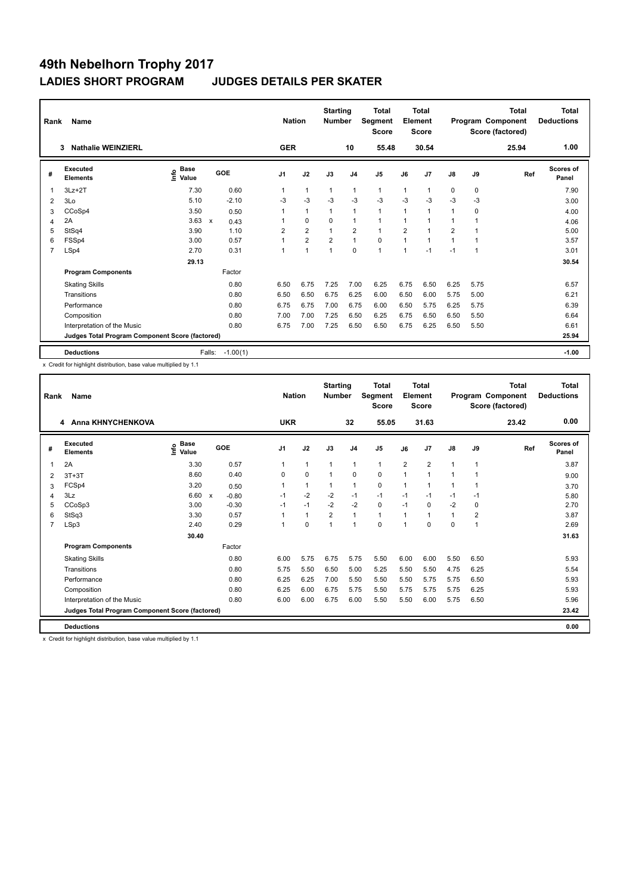# 49th Nebelhorn Trophy 2017

## LADIES SHORT PROGRAM JUDGES DETAILS PER SKATER

| Rank | Name | Nation | Starting Number | Total Segment Score | Total Element Score | Total Program Component Score (factored) | Total Deductions |
|---|---|---|---|---|---|---|---|
| 3 | Nathalie WEINZIERL | GER | 10 | 55.48 | 30.54 | 25.94 | 1.00 |

| # | Executed Elements | Info | Base Value | | GOE | J1 | J2 | J3 | J4 | J5 | J6 | J7 | J8 | J9 | Ref | Scores of Panel |
|---|---|---|---|---|---|---|---|---|---|---|---|---|---|---|---|---|
| 1 | 3Lz+2T | | 7.30 | | 0.60 | 1 | 1 | 1 | 1 | 1 | 1 | 1 | 0 | 0 | | 7.90 |
| 2 | 3Lo | | 5.10 | | -2.10 | -3 | -3 | -3 | -3 | -3 | -3 | -3 | -3 | -3 | | 3.00 |
| 3 | CCoSp4 | | 3.50 | | 0.50 | 1 | 1 | 1 | 1 | 1 | 1 | 1 | 1 | 0 | | 4.00 |
| 4 | 2A | | 3.63 | x | 0.43 | 1 | 0 | 0 | 1 | 1 | 1 | 1 | 1 | 1 | | 4.06 |
| 5 | StSq4 | | 3.90 | | 1.10 | 2 | 2 | 1 | 2 | 1 | 2 | 1 | 2 | 1 | | 5.00 |
| 6 | FSSp4 | | 3.00 | | 0.57 | 1 | 2 | 2 | 1 | 0 | 1 | 1 | 1 | 1 | | 3.57 |
| 7 | LSp4 | | 2.70 | | 0.31 | 1 | 1 | 1 | 0 | 1 | 1 | -1 | -1 | 1 | | 3.01 |
| | | | 29.13 | | | | | | | | | | | | | 30.54 |
| | **Program Components** | | | | Factor | | | | | | | | | | | |
| | Skating Skills | | | | 0.80 | 6.50 | 6.75 | 7.25 | 7.00 | 6.25 | 6.75 | 6.50 | 6.25 | 5.75 | | 6.57 |
| | Transitions | | | | 0.80 | 6.50 | 6.50 | 6.75 | 6.25 | 6.00 | 6.50 | 6.00 | 5.75 | 5.00 | | 6.21 |
| | Performance | | | | 0.80 | 6.75 | 6.75 | 7.00 | 6.75 | 6.00 | 6.50 | 5.75 | 6.25 | 5.75 | | 6.39 |
| | Composition | | | | 0.80 | 7.00 | 7.00 | 7.25 | 6.50 | 6.25 | 6.75 | 6.50 | 6.50 | 5.50 | | 6.64 |
| | Interpretation of the Music | | | | 0.80 | 6.75 | 7.00 | 7.25 | 6.50 | 6.50 | 6.75 | 6.25 | 6.50 | 5.50 | | 6.61 |
| | Judges Total Program Component Score (factored) | | | | | | | | | | | | | | | 25.94 |
| | **Deductions** | | | Falls: | -1.00(1) | | | | | | | | | | | -1.00 |

x Credit for highlight distribution, base value multiplied by 1.1

| Rank | Name | Nation | Starting Number | Total Segment Score | Total Element Score | Total Program Component Score (factored) | Total Deductions |
|---|---|---|---|---|---|---|---|
| 4 | Anna KHNYCHENKOVA | UKR | 32 | 55.05 | 31.63 | 23.42 | 0.00 |

| # | Executed Elements | Info | Base Value | | GOE | J1 | J2 | J3 | J4 | J5 | J6 | J7 | J8 | J9 | Ref | Scores of Panel |
|---|---|---|---|---|---|---|---|---|---|---|---|---|---|---|---|---|
| 1 | 2A | | 3.30 | | 0.57 | 1 | 1 | 1 | 1 | 1 | 2 | 2 | 1 | 1 | | 3.87 |
| 2 | 3T+3T | | 8.60 | | 0.40 | 0 | 0 | 1 | 0 | 0 | 1 | 1 | 1 | 1 | | 9.00 |
| 3 | FCSp4 | | 3.20 | | 0.50 | 1 | 1 | 1 | 1 | 0 | 1 | 1 | 1 | 1 | | 3.70 |
| 4 | 3Lz | | 6.60 | x | -0.80 | -1 | -2 | -2 | -1 | -1 | -1 | -1 | -1 | -1 | | 5.80 |
| 5 | CCoSp3 | | 3.00 | | -0.30 | -1 | -1 | -2 | -2 | 0 | -1 | 0 | -2 | 0 | | 2.70 |
| 6 | StSq3 | | 3.30 | | 0.57 | 1 | 1 | 2 | 1 | 1 | 1 | 1 | 1 | 2 | | 3.87 |
| 7 | LSp3 | | 2.40 | | 0.29 | 1 | 0 | 1 | 1 | 0 | 1 | 0 | 0 | 1 | | 2.69 |
| | | | 30.40 | | | | | | | | | | | | | 31.63 |
| | **Program Components** | | | | Factor | | | | | | | | | | | |
| | Skating Skills | | | | 0.80 | 6.00 | 5.75 | 6.75 | 5.75 | 5.50 | 6.00 | 6.00 | 5.50 | 6.50 | | 5.93 |
| | Transitions | | | | 0.80 | 5.75 | 5.50 | 6.50 | 5.00 | 5.25 | 5.50 | 5.50 | 4.75 | 6.25 | | 5.54 |
| | Performance | | | | 0.80 | 6.25 | 6.25 | 7.00 | 5.50 | 5.50 | 5.50 | 5.75 | 5.75 | 6.50 | | 5.93 |
| | Composition | | | | 0.80 | 6.25 | 6.00 | 6.75 | 5.75 | 5.50 | 5.75 | 5.75 | 5.75 | 6.25 | | 5.93 |
| | Interpretation of the Music | | | | 0.80 | 6.00 | 6.00 | 6.75 | 6.00 | 5.50 | 5.50 | 6.00 | 5.75 | 6.50 | | 5.96 |
| | Judges Total Program Component Score (factored) | | | | | | | | | | | | | | | 23.42 |
| | **Deductions** | | | | | | | | | | | | | | | 0.00 |

x Credit for highlight distribution, base value multiplied by 1.1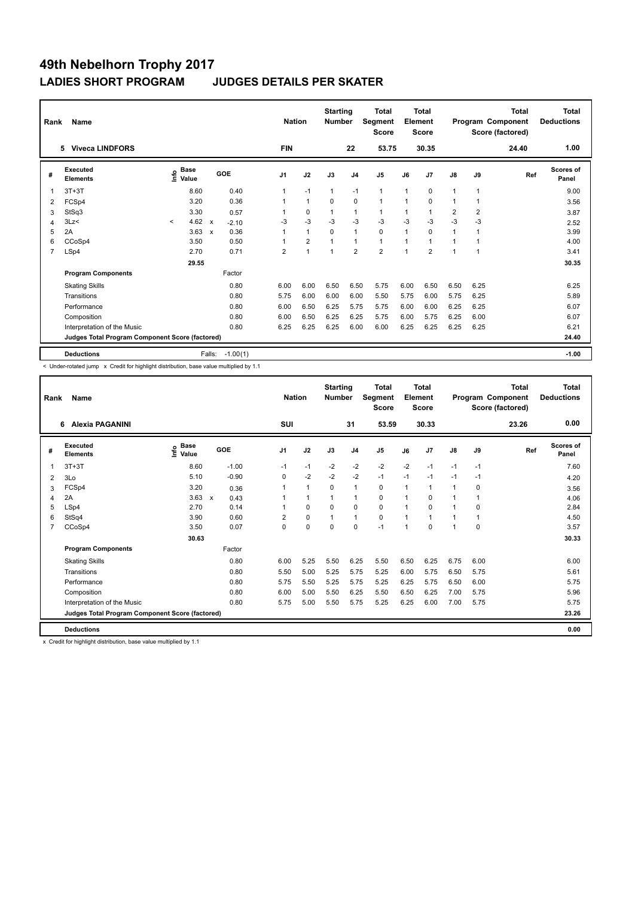# 49th Nebelhorn Trophy 2017

## LADIES SHORT PROGRAM JUDGES DETAILS PER SKATER

| Rank | Name | Nation | Starting Number | Total Segment Score | Total Element Score | Total Program Component Score (factored) | Total Deductions |
|---|---|---|---|---|---|---|---|
| 5 | Viveca LINDFORS | FIN | 22 | 53.75 | 30.35 | 24.40 | 1.00 |

| # | Executed Elements | Info | Base Value | | GOE | J1 | J2 | J3 | J4 | J5 | J6 | J7 | J8 | J9 | Ref | Scores of Panel |
|---|---|---|---|---|---|---|---|---|---|---|---|---|---|---|---|---|
| 1 | 3T+3T | | 8.60 | | 0.40 | 1 | -1 | 1 | -1 | 1 | 1 | 0 | 1 | 1 | | 9.00 |
| 2 | FCSp4 | | 3.20 | | 0.36 | 1 | 1 | 0 | 0 | 1 | 1 | 0 | 1 | 1 | | 3.56 |
| 3 | StSq3 | | 3.30 | | 0.57 | 1 | 0 | 1 | 1 | 1 | 1 | 1 | 2 | 2 | | 3.87 |
| 4 | 3Lz< | < | 4.62 | x | -2.10 | -3 | -3 | -3 | -3 | -3 | -3 | -3 | -3 | -3 | | 2.52 |
| 5 | 2A | | 3.63 | x | 0.36 | 1 | 1 | 0 | 1 | 0 | 1 | 0 | 1 | 1 | | 3.99 |
| 6 | CCoSp4 | | 3.50 | | 0.50 | 1 | 2 | 1 | 1 | 1 | 1 | 1 | 1 | 1 | | 4.00 |
| 7 | LSp4 | | 2.70 | | 0.71 | 2 | 1 | 1 | 2 | 2 | 1 | 2 | 1 | 1 | | 3.41 |
| | | | 29.55 | | | | | | | | | | | | | 30.35 |
| | **Program Components** | | | | Factor | | | | | | | | | | | |
| | Skating Skills | | | | 0.80 | 6.00 | 6.00 | 6.50 | 6.50 | 5.75 | 6.00 | 6.50 | 6.50 | 6.25 | | 6.25 |
| | Transitions | | | | 0.80 | 5.75 | 6.00 | 6.00 | 6.00 | 5.50 | 5.75 | 6.00 | 5.75 | 6.25 | | 5.89 |
| | Performance | | | | 0.80 | 6.00 | 6.50 | 6.25 | 5.75 | 5.75 | 6.00 | 6.00 | 6.25 | 6.25 | | 6.07 |
| | Composition | | | | 0.80 | 6.00 | 6.50 | 6.25 | 6.25 | 5.75 | 6.00 | 5.75 | 6.25 | 6.00 | | 6.07 |
| | Interpretation of the Music | | | | 0.80 | 6.25 | 6.25 | 6.25 | 6.00 | 6.00 | 6.25 | 6.25 | 6.25 | 6.25 | | 6.21 |
| | **Judges Total Program Component Score (factored)** | | | | | | | | | | | | | | | 24.40 |
| | **Deductions** | | Falls: | | -1.00(1) | | | | | | | | | | | -1.00 |

< Under-rotated jump x Credit for highlight distribution, base value multiplied by 1.1

| Rank | Name | Nation | Starting Number | Total Segment Score | Total Element Score | Total Program Component Score (factored) | Total Deductions |
|---|---|---|---|---|---|---|---|
| 6 | Alexia PAGANINI | SUI | 31 | 53.59 | 30.33 | 23.26 | 0.00 |

| # | Executed Elements | Info | Base Value | | GOE | J1 | J2 | J3 | J4 | J5 | J6 | J7 | J8 | J9 | Ref | Scores of Panel |
|---|---|---|---|---|---|---|---|---|---|---|---|---|---|---|---|---|
| 1 | 3T+3T | | 8.60 | | -1.00 | -1 | -1 | -2 | -2 | -2 | -2 | -1 | -1 | -1 | | 7.60 |
| 2 | 3Lo | | 5.10 | | -0.90 | 0 | -2 | -2 | -2 | -1 | -1 | -1 | -1 | -1 | | 4.20 |
| 3 | FCSp4 | | 3.20 | | 0.36 | 1 | 1 | 0 | 1 | 0 | 1 | 1 | 1 | 0 | | 3.56 |
| 4 | 2A | | 3.63 | x | 0.43 | 1 | 1 | 1 | 1 | 0 | 1 | 0 | 1 | 1 | | 4.06 |
| 5 | LSp4 | | 2.70 | | 0.14 | 1 | 0 | 0 | 0 | 0 | 1 | 0 | 1 | 0 | | 2.84 |
| 6 | StSq4 | | 3.90 | | 0.60 | 2 | 0 | 1 | 1 | 0 | 1 | 1 | 1 | 1 | | 4.50 |
| 7 | CCoSp4 | | 3.50 | | 0.07 | 0 | 0 | 0 | 0 | -1 | 1 | 0 | 1 | 0 | | 3.57 |
| | | | 30.63 | | | | | | | | | | | | | 30.33 |
| | **Program Components** | | | | Factor | | | | | | | | | | | |
| | Skating Skills | | | | 0.80 | 6.00 | 5.25 | 5.50 | 6.25 | 5.50 | 6.50 | 6.25 | 6.75 | 6.00 | | 6.00 |
| | Transitions | | | | 0.80 | 5.50 | 5.00 | 5.25 | 5.75 | 5.25 | 6.00 | 5.75 | 6.50 | 5.75 | | 5.61 |
| | Performance | | | | 0.80 | 5.75 | 5.50 | 5.25 | 5.75 | 5.25 | 6.25 | 5.75 | 6.50 | 6.00 | | 5.75 |
| | Composition | | | | 0.80 | 6.00 | 5.00 | 5.50 | 6.25 | 5.50 | 6.50 | 6.25 | 7.00 | 5.75 | | 5.96 |
| | Interpretation of the Music | | | | 0.80 | 5.75 | 5.00 | 5.50 | 5.75 | 5.25 | 6.25 | 6.00 | 7.00 | 5.75 | | 5.75 |
| | **Judges Total Program Component Score (factored)** | | | | | | | | | | | | | | | 23.26 |
| | **Deductions** | | | | | | | | | | | | | | | 0.00 |

x Credit for highlight distribution, base value multiplied by 1.1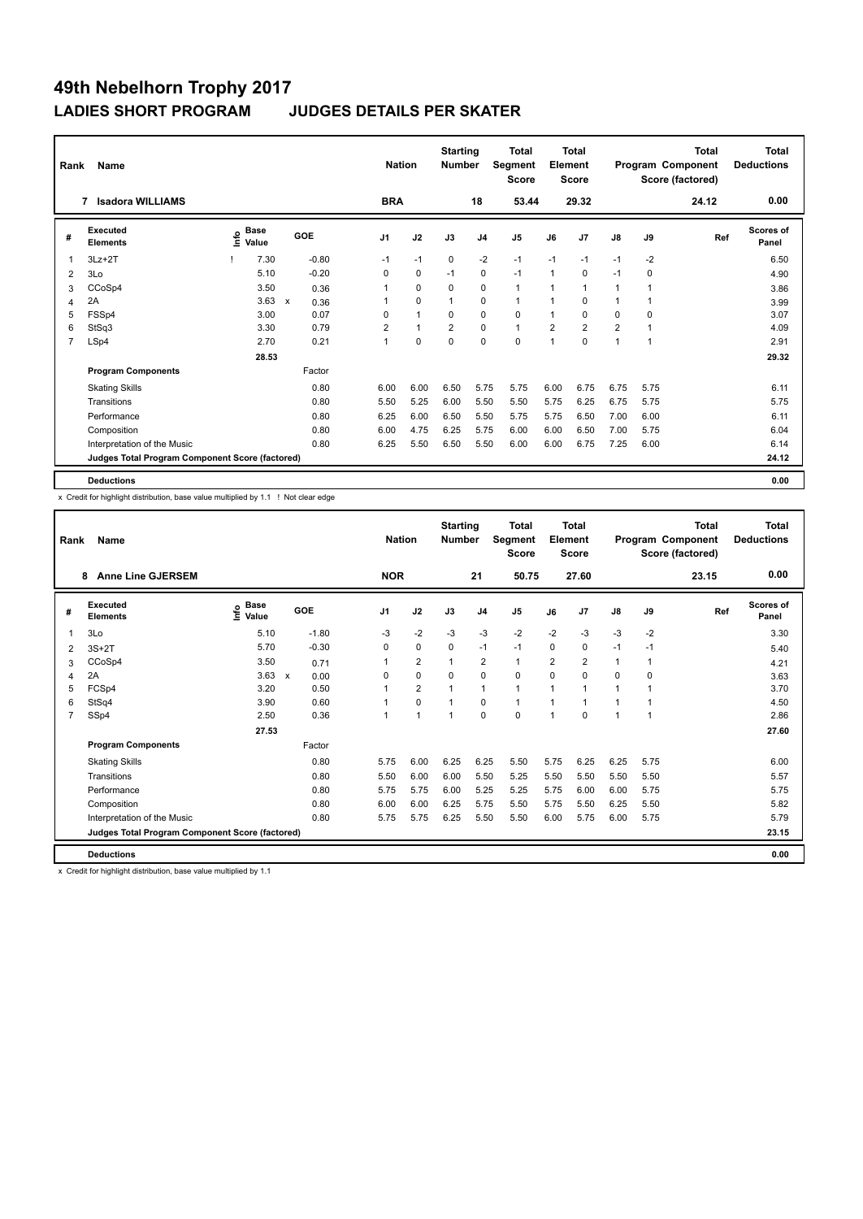# 49th Nebelhorn Trophy 2017

## LADIES SHORT PROGRAM JUDGES DETAILS PER SKATER

| Rank | Name | Nation | Starting Number | Total Segment Score | Total Element Score | Total Program Component Score (factored) | Total Deductions |
|---|---|---|---|---|---|---|---|
| 7 | Isadora WILLIAMS | BRA | 18 | 53.44 | 29.32 | 24.12 | 0.00 |

| # | Executed Elements | Info | Base Value | | GOE | J1 | J2 | J3 | J4 | J5 | J6 | J7 | J8 | J9 | Ref | Scores of Panel |
|---|---|---|---|---|---|---|---|---|---|---|---|---|---|---|---|---|
| 1 | 3Lz+2T | ! | 7.30 | | -0.80 | -1 | -1 | 0 | -2 | -1 | -1 | -1 | -1 | -2 | | 6.50 |
| 2 | 3Lo | | 5.10 | | -0.20 | 0 | 0 | -1 | 0 | -1 | 1 | 0 | -1 | 0 | | 4.90 |
| 3 | CCoSp4 | | 3.50 | | 0.36 | 1 | 0 | 0 | 0 | 1 | 1 | 1 | 1 | 1 | | 3.86 |
| 4 | 2A | | 3.63 | x | 0.36 | 1 | 0 | 1 | 0 | 1 | 1 | 0 | 1 | 1 | | 3.99 |
| 5 | FSSp4 | | 3.00 | | 0.07 | 0 | 1 | 0 | 0 | 0 | 1 | 0 | 0 | 0 | | 3.07 |
| 6 | StSq3 | | 3.30 | | 0.79 | 2 | 1 | 2 | 0 | 1 | 2 | 2 | 2 | 1 | | 4.09 |
| 7 | LSp4 | | 2.70 | | 0.21 | 1 | 0 | 0 | 0 | 0 | 1 | 0 | 1 | 1 | | 2.91 |
| | | | 28.53 | | | | | | | | | | | | | 29.32 |
| | **Program Components** | | | | Factor | | | | | | | | | | | |
| | Skating Skills | | | | 0.80 | 6.00 | 6.00 | 6.50 | 5.75 | 5.75 | 6.00 | 6.75 | 6.75 | 5.75 | | 6.11 |
| | Transitions | | | | 0.80 | 5.50 | 5.25 | 6.00 | 5.50 | 5.50 | 5.75 | 6.25 | 6.75 | 5.75 | | 5.75 |
| | Performance | | | | 0.80 | 6.25 | 6.00 | 6.50 | 5.50 | 5.75 | 5.75 | 6.50 | 7.00 | 6.00 | | 6.11 |
| | Composition | | | | 0.80 | 6.00 | 4.75 | 6.25 | 5.75 | 6.00 | 6.00 | 6.50 | 7.00 | 5.75 | | 6.04 |
| | Interpretation of the Music | | | | 0.80 | 6.25 | 5.50 | 6.50 | 5.50 | 6.00 | 6.00 | 6.75 | 7.25 | 6.00 | | 6.14 |
| | **Judges Total Program Component Score (factored)** | | | | | | | | | | | | | | | 24.12 |
| | **Deductions** | | | | | | | | | | | | | | | 0.00 |

x Credit for highlight distribution, base value multiplied by 1.1 ! Not clear edge

| Rank | Name | Nation | Starting Number | Total Segment Score | Total Element Score | Total Program Component Score (factored) | Total Deductions |
|---|---|---|---|---|---|---|---|
| 8 | Anne Line GJERSEM | NOR | 21 | 50.75 | 27.60 | 23.15 | 0.00 |

| # | Executed Elements | Info | Base Value | | GOE | J1 | J2 | J3 | J4 | J5 | J6 | J7 | J8 | J9 | Ref | Scores of Panel |
|---|---|---|---|---|---|---|---|---|---|---|---|---|---|---|---|---|
| 1 | 3Lo | | 5.10 | | -1.80 | -3 | -2 | -3 | -3 | -2 | -2 | -3 | -3 | -2 | | 3.30 |
| 2 | 3S+2T | | 5.70 | | -0.30 | 0 | 0 | 0 | -1 | -1 | 0 | 0 | -1 | -1 | | 5.40 |
| 3 | CCoSp4 | | 3.50 | | 0.71 | 1 | 2 | 1 | 2 | 1 | 2 | 2 | 1 | 1 | | 4.21 |
| 4 | 2A | | 3.63 | x | 0.00 | 0 | 0 | 0 | 0 | 0 | 0 | 0 | 0 | 0 | | 3.63 |
| 5 | FCSp4 | | 3.20 | | 0.50 | 1 | 2 | 1 | 1 | 1 | 1 | 1 | 1 | 1 | | 3.70 |
| 6 | StSq4 | | 3.90 | | 0.60 | 1 | 0 | 1 | 0 | 1 | 1 | 1 | 1 | 1 | | 4.50 |
| 7 | SSp4 | | 2.50 | | 0.36 | 1 | 1 | 1 | 0 | 0 | 1 | 0 | 1 | 1 | | 2.86 |
| | | | 27.53 | | | | | | | | | | | | | 27.60 |
| | **Program Components** | | | | Factor | | | | | | | | | | | |
| | Skating Skills | | | | 0.80 | 5.75 | 6.00 | 6.25 | 6.25 | 5.50 | 5.75 | 6.25 | 6.25 | 5.75 | | 6.00 |
| | Transitions | | | | 0.80 | 5.50 | 6.00 | 6.00 | 5.50 | 5.25 | 5.50 | 5.50 | 5.50 | 5.50 | | 5.57 |
| | Performance | | | | 0.80 | 5.75 | 5.75 | 6.00 | 5.25 | 5.25 | 5.75 | 6.00 | 6.00 | 5.75 | | 5.75 |
| | Composition | | | | 0.80 | 6.00 | 6.00 | 6.25 | 5.75 | 5.50 | 5.75 | 5.50 | 6.25 | 5.50 | | 5.82 |
| | Interpretation of the Music | | | | 0.80 | 5.75 | 5.75 | 6.25 | 5.50 | 5.50 | 6.00 | 5.75 | 6.00 | 5.75 | | 5.79 |
| | **Judges Total Program Component Score (factored)** | | | | | | | | | | | | | | | 23.15 |
| | **Deductions** | | | | | | | | | | | | | | | 0.00 |

x Credit for highlight distribution, base value multiplied by 1.1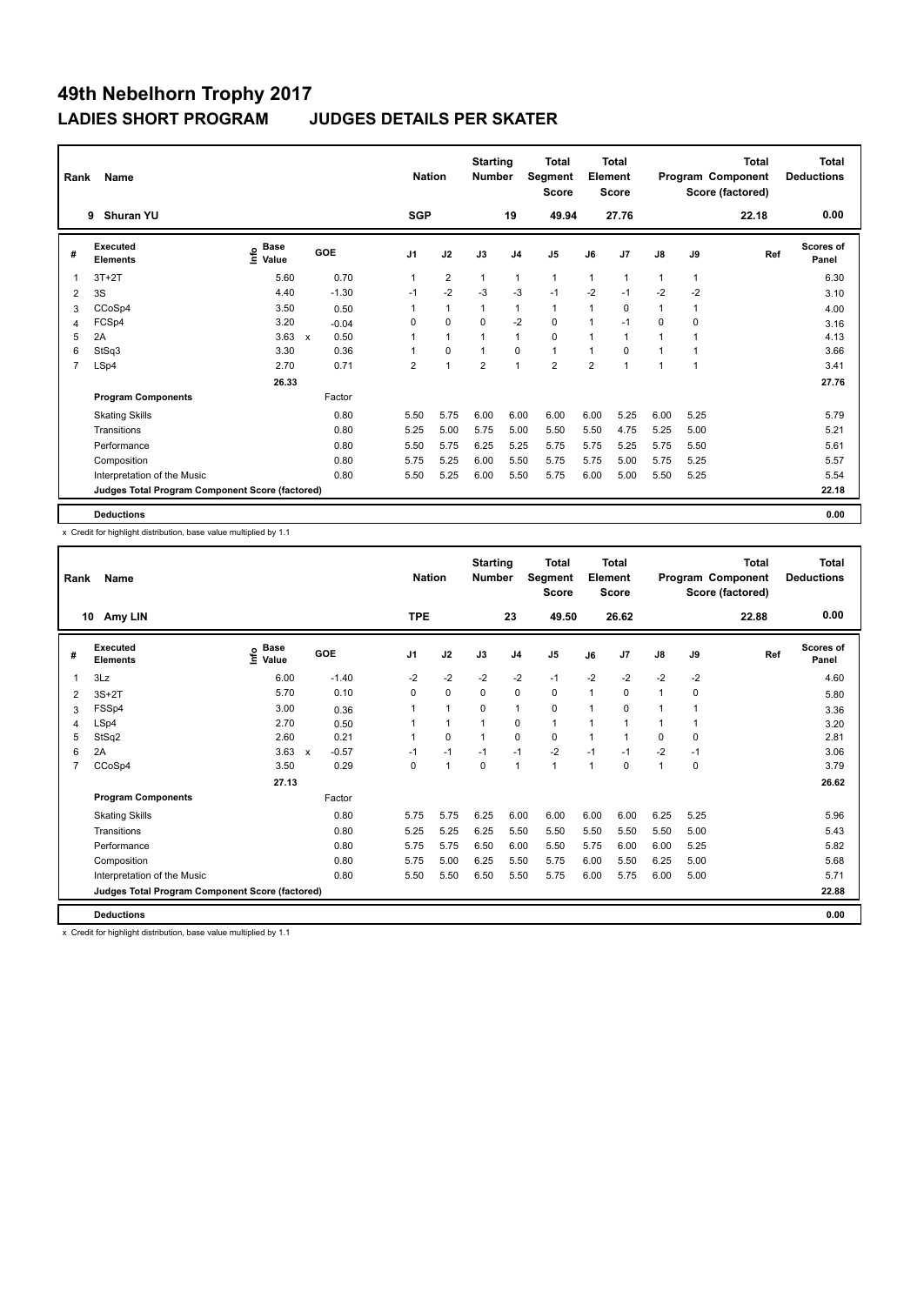# 49th Nebelhorn Trophy 2017

## LADIES SHORT PROGRAM JUDGES DETAILS PER SKATER

| Rank | Name | Nation | Starting Number | Total Segment Score | Total Element Score | Total Program Component Score (factored) | Total Deductions |
|---|---|---|---|---|---|---|---|
| 9 | Shuran YU | SGP | 19 | 49.94 | 27.76 | 22.18 | 0.00 |

| # | Executed Elements | Info | Base Value | | GOE | J1 | J2 | J3 | J4 | J5 | J6 | J7 | J8 | J9 | Ref | Scores of Panel |
|---|---|---|---|---|---|---|---|---|---|---|---|---|---|---|---|---|
| 1 | 3T+2T | | 5.60 | | 0.70 | 1 | 2 | 1 | 1 | 1 | 1 | 1 | 1 | 1 | | 6.30 |
| 2 | 3S | | 4.40 | | -1.30 | -1 | -2 | -3 | -3 | -1 | -2 | -1 | -2 | -2 | | 3.10 |
| 3 | CCoSp4 | | 3.50 | | 0.50 | 1 | 1 | 1 | 1 | 1 | 1 | 0 | 1 | 1 | | 4.00 |
| 4 | FCSp4 | | 3.20 | | -0.04 | 0 | 0 | 0 | -2 | 0 | 1 | -1 | 0 | 0 | | 3.16 |
| 5 | 2A | | 3.63 | x | 0.50 | 1 | 1 | 1 | 1 | 0 | 1 | 1 | 1 | 1 | | 4.13 |
| 6 | StSq3 | | 3.30 | | 0.36 | 1 | 0 | 1 | 0 | 1 | 1 | 0 | 1 | 1 | | 3.66 |
| 7 | LSp4 | | 2.70 | | 0.71 | 2 | 1 | 2 | 1 | 2 | 2 | 1 | 1 | 1 | | 3.41 |
| | | | 26.33 | | | | | | | | | | | | | 27.76 |
| | **Program Components** | | | | Factor | | | | | | | | | | | |
| | Skating Skills | | | | 0.80 | 5.50 | 5.75 | 6.00 | 6.00 | 6.00 | 6.00 | 5.25 | 6.00 | 5.25 | | 5.79 |
| | Transitions | | | | 0.80 | 5.25 | 5.00 | 5.75 | 5.00 | 5.50 | 5.50 | 4.75 | 5.25 | 5.00 | | 5.21 |
| | Performance | | | | 0.80 | 5.50 | 5.75 | 6.25 | 5.25 | 5.75 | 5.75 | 5.25 | 5.75 | 5.50 | | 5.61 |
| | Composition | | | | 0.80 | 5.75 | 5.25 | 6.00 | 5.50 | 5.75 | 5.75 | 5.00 | 5.75 | 5.25 | | 5.57 |
| | Interpretation of the Music | | | | 0.80 | 5.50 | 5.25 | 6.00 | 5.50 | 5.75 | 6.00 | 5.00 | 5.50 | 5.25 | | 5.54 |
| | **Judges Total Program Component Score (factored)** | | | | | | | | | | | | | | | 22.18 |
| | **Deductions** | | | | | | | | | | | | | | | 0.00 |

x Credit for highlight distribution, base value multiplied by 1.1

| Rank | Name | Nation | Starting Number | Total Segment Score | Total Element Score | Total Program Component Score (factored) | Total Deductions |
|---|---|---|---|---|---|---|---|
| 10 | Amy LIN | TPE | 23 | 49.50 | 26.62 | 22.88 | 0.00 |

| # | Executed Elements | Info | Base Value | | GOE | J1 | J2 | J3 | J4 | J5 | J6 | J7 | J8 | J9 | Ref | Scores of Panel |
|---|---|---|---|---|---|---|---|---|---|---|---|---|---|---|---|---|
| 1 | 3Lz | | 6.00 | | -1.40 | -2 | -2 | -2 | -2 | -1 | -2 | -2 | -2 | -2 | | 4.60 |
| 2 | 3S+2T | | 5.70 | | 0.10 | 0 | 0 | 0 | 0 | 0 | 1 | 0 | 1 | 0 | | 5.80 |
| 3 | FSSp4 | | 3.00 | | 0.36 | 1 | 1 | 0 | 1 | 0 | 1 | 0 | 1 | 1 | | 3.36 |
| 4 | LSp4 | | 2.70 | | 0.50 | 1 | 1 | 1 | 0 | 1 | 1 | 1 | 1 | 1 | | 3.20 |
| 5 | StSq2 | | 2.60 | | 0.21 | 1 | 0 | 1 | 0 | 0 | 1 | 1 | 0 | 0 | | 2.81 |
| 6 | 2A | | 3.63 | x | -0.57 | -1 | -1 | -1 | -1 | -2 | -1 | -1 | -2 | -1 | | 3.06 |
| 7 | CCoSp4 | | 3.50 | | 0.29 | 0 | 1 | 0 | 1 | 1 | 1 | 0 | 1 | 0 | | 3.79 |
| | | | 27.13 | | | | | | | | | | | | | 26.62 |
| | **Program Components** | | | | Factor | | | | | | | | | | | |
| | Skating Skills | | | | 0.80 | 5.75 | 5.75 | 6.25 | 6.00 | 6.00 | 6.00 | 6.00 | 6.25 | 5.25 | | 5.96 |
| | Transitions | | | | 0.80 | 5.25 | 5.25 | 6.25 | 5.50 | 5.50 | 5.50 | 5.50 | 5.50 | 5.00 | | 5.43 |
| | Performance | | | | 0.80 | 5.75 | 5.75 | 6.50 | 6.00 | 5.50 | 5.75 | 6.00 | 6.00 | 5.25 | | 5.82 |
| | Composition | | | | 0.80 | 5.75 | 5.00 | 6.25 | 5.50 | 5.75 | 6.00 | 5.50 | 6.25 | 5.00 | | 5.68 |
| | Interpretation of the Music | | | | 0.80 | 5.50 | 5.50 | 6.50 | 5.50 | 5.75 | 6.00 | 5.75 | 6.00 | 5.00 | | 5.71 |
| | **Judges Total Program Component Score (factored)** | | | | | | | | | | | | | | | 22.88 |
| | **Deductions** | | | | | | | | | | | | | | | 0.00 |

x Credit for highlight distribution, base value multiplied by 1.1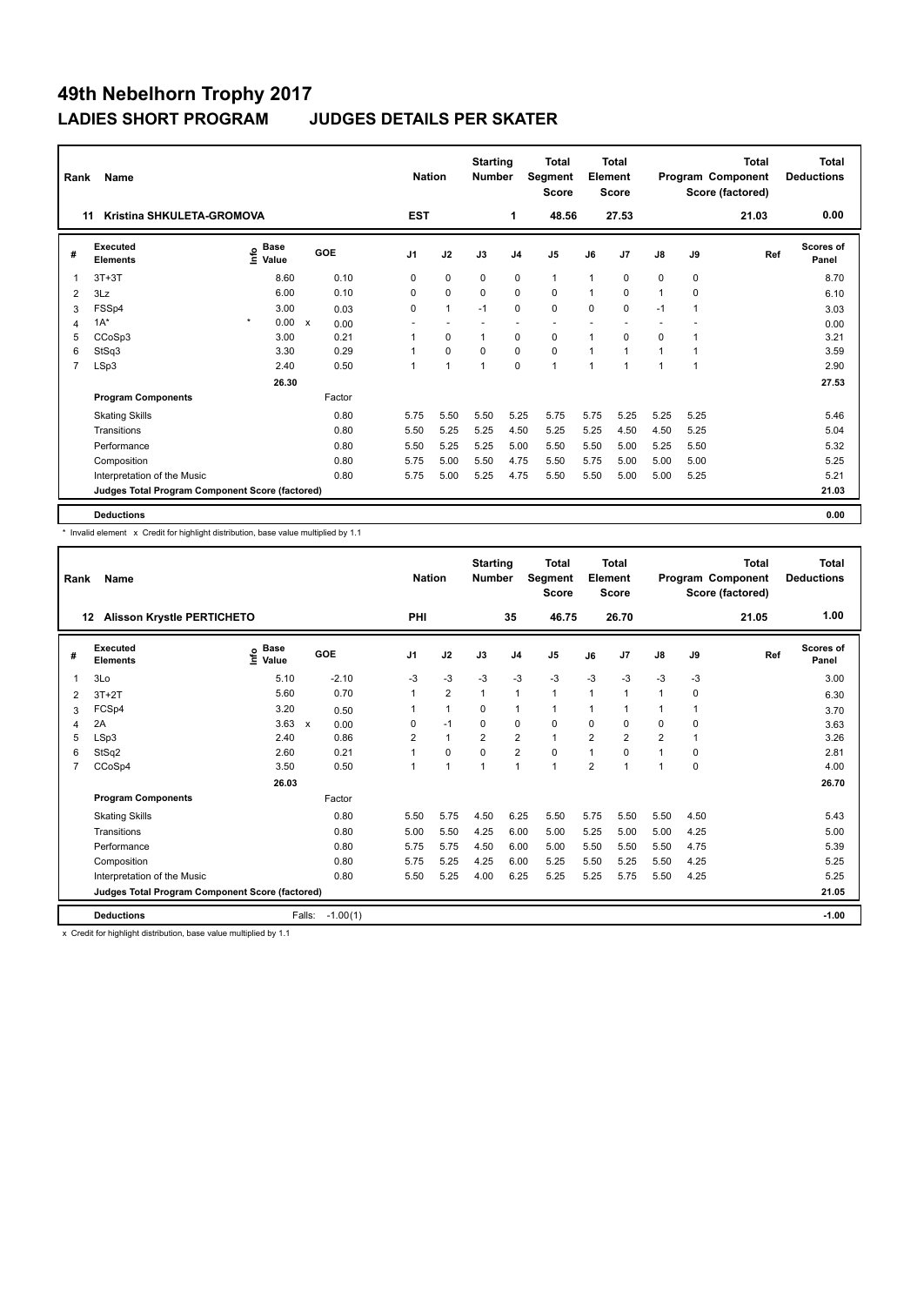# 49th Nebelhorn Trophy 2017

## LADIES SHORT PROGRAM JUDGES DETAILS PER SKATER

| Rank | Name | Nation | Starting Number | Total Segment Score | Total Element Score | Total Program Component Score (factored) | Total Deductions |
|---|---|---|---|---|---|---|---|
| 11 | Kristina SHKULETA-GROMOVA | EST | 1 | 48.56 | 27.53 | 21.03 | 0.00 |

| # | Executed Elements | Info | Base Value | | GOE | J1 | J2 | J3 | J4 | J5 | J6 | J7 | J8 | J9 | Ref | Scores of Panel |
|---|---|---|---|---|---|---|---|---|---|---|---|---|---|---|---|---|
| 1 | 3T+3T | | 8.60 | | 0.10 | 0 | 0 | 0 | 0 | 1 | 1 | 0 | 0 | 0 | | 8.70 |
| 2 | 3Lz | | 6.00 | | 0.10 | 0 | 0 | 0 | 0 | 0 | 1 | 0 | 1 | 0 | | 6.10 |
| 3 | FSSp4 | | 3.00 | | 0.03 | 0 | 1 | -1 | 0 | 0 | 0 | 0 | -1 | 1 | | 3.03 |
| 4 | 1A* | * | 0.00 | x | 0.00 | - | - | - | - | - | - | - | - | - | | 0.00 |
| 5 | CCoSp3 | | 3.00 | | 0.21 | 1 | 0 | 1 | 0 | 0 | 1 | 0 | 0 | 1 | | 3.21 |
| 6 | StSq3 | | 3.30 | | 0.29 | 1 | 0 | 0 | 0 | 0 | 1 | 1 | 1 | 1 | | 3.59 |
| 7 | LSp3 | | 2.40 | | 0.50 | 1 | 1 | 1 | 0 | 1 | 1 | 1 | 1 | 1 | | 2.90 |
| | | | 26.30 | | | | | | | | | | | | | 27.53 |
| | **Program Components** | | | | Factor | | | | | | | | | | | |
| | Skating Skills | | | | 0.80 | 5.75 | 5.50 | 5.50 | 5.25 | 5.75 | 5.75 | 5.25 | 5.25 | 5.25 | | 5.46 |
| | Transitions | | | | 0.80 | 5.50 | 5.25 | 5.25 | 4.50 | 5.25 | 5.25 | 4.50 | 4.50 | 5.25 | | 5.04 |
| | Performance | | | | 0.80 | 5.50 | 5.25 | 5.25 | 5.00 | 5.50 | 5.50 | 5.00 | 5.25 | 5.50 | | 5.32 |
| | Composition | | | | 0.80 | 5.75 | 5.00 | 5.50 | 4.75 | 5.50 | 5.75 | 5.00 | 5.00 | 5.00 | | 5.25 |
| | Interpretation of the Music | | | | 0.80 | 5.75 | 5.00 | 5.25 | 4.75 | 5.50 | 5.50 | 5.00 | 5.00 | 5.25 | | 5.21 |
| | Judges Total Program Component Score (factored) | | | | | | | | | | | | | | | 21.03 |
| | **Deductions** | | | | | | | | | | | | | | | 0.00 |

\* Invalid element x Credit for highlight distribution, base value multiplied by 1.1

| Rank | Name | Nation | Starting Number | Total Segment Score | Total Element Score | Total Program Component Score (factored) | Total Deductions |
|---|---|---|---|---|---|---|---|
| 12 | Alisson Krystle PERTICHETO | PHI | 35 | 46.75 | 26.70 | 21.05 | 1.00 |

| # | Executed Elements | Info | Base Value | | GOE | J1 | J2 | J3 | J4 | J5 | J6 | J7 | J8 | J9 | Ref | Scores of Panel |
|---|---|---|---|---|---|---|---|---|---|---|---|---|---|---|---|---|
| 1 | 3Lo | | 5.10 | | -2.10 | -3 | -3 | -3 | -3 | -3 | -3 | -3 | -3 | -3 | | 3.00 |
| 2 | 3T+2T | | 5.60 | | 0.70 | 1 | 2 | 1 | 1 | 1 | 1 | 1 | 1 | 0 | | 6.30 |
| 3 | FCSp4 | | 3.20 | | 0.50 | 1 | 1 | 0 | 1 | 1 | 1 | 1 | 1 | 1 | | 3.70 |
| 4 | 2A | | 3.63 | x | 0.00 | 0 | -1 | 0 | 0 | 0 | 0 | 0 | 0 | 0 | | 3.63 |
| 5 | LSp3 | | 2.40 | | 0.86 | 2 | 1 | 2 | 2 | 1 | 2 | 2 | 2 | 1 | | 3.26 |
| 6 | StSq2 | | 2.60 | | 0.21 | 1 | 0 | 0 | 2 | 0 | 1 | 0 | 1 | 0 | | 2.81 |
| 7 | CCoSp4 | | 3.50 | | 0.50 | 1 | 1 | 1 | 1 | 1 | 2 | 1 | 1 | 0 | | 4.00 |
| | | | 26.03 | | | | | | | | | | | | | 26.70 |
| | **Program Components** | | | | Factor | | | | | | | | | | | |
| | Skating Skills | | | | 0.80 | 5.50 | 5.75 | 4.50 | 6.25 | 5.50 | 5.75 | 5.50 | 5.50 | 4.50 | | 5.43 |
| | Transitions | | | | 0.80 | 5.00 | 5.50 | 4.25 | 6.00 | 5.00 | 5.25 | 5.00 | 5.00 | 4.25 | | 5.00 |
| | Performance | | | | 0.80 | 5.75 | 5.75 | 4.50 | 6.00 | 5.00 | 5.50 | 5.50 | 5.50 | 4.75 | | 5.39 |
| | Composition | | | | 0.80 | 5.75 | 5.25 | 4.25 | 6.00 | 5.25 | 5.50 | 5.25 | 5.50 | 4.25 | | 5.25 |
| | Interpretation of the Music | | | | 0.80 | 5.50 | 5.25 | 4.00 | 6.25 | 5.25 | 5.25 | 5.75 | 5.50 | 4.25 | | 5.25 |
| | Judges Total Program Component Score (factored) | | | | | | | | | | | | | | | 21.05 |
| | **Deductions** | | | Falls: | -1.00(1) | | | | | | | | | | | -1.00 |

x Credit for highlight distribution, base value multiplied by 1.1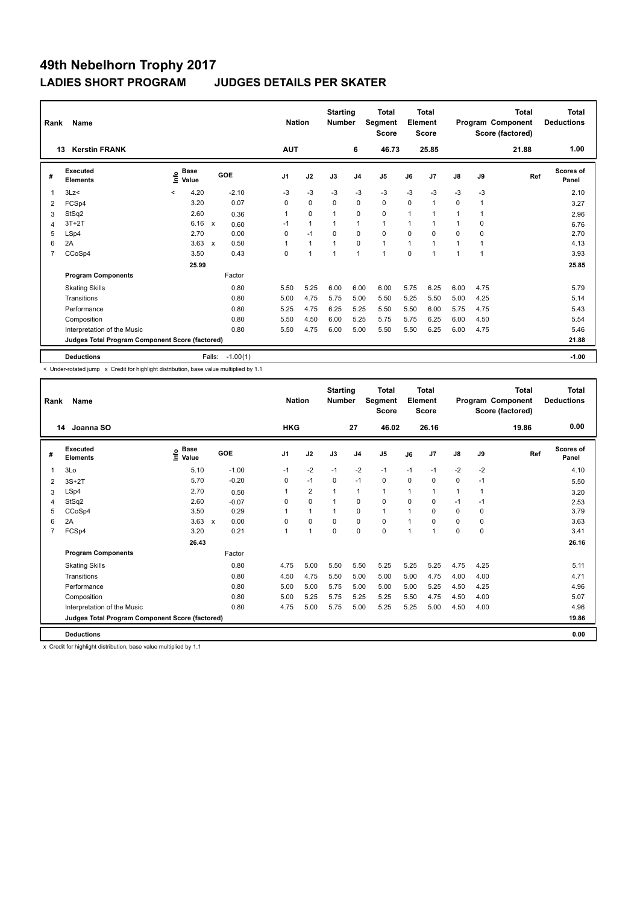# 49th Nebelhorn Trophy 2017

## LADIES SHORT PROGRAM JUDGES DETAILS PER SKATER

| Rank | Name | Nation | Starting Number | Total Segment Score | Total Element Score | Total Program Component Score (factored) | Total Deductions |
|---|---|---|---|---|---|---|---|
| 13 | Kerstin FRANK | AUT | 6 | 46.73 | 25.85 | 21.88 | 1.00 |

| # | Executed Elements | Info | Base Value | | GOE | J1 | J2 | J3 | J4 | J5 | J6 | J7 | J8 | J9 | Ref | Scores of Panel |
|---|---|---|---|---|---|---|---|---|---|---|---|---|---|---|---|---|
| 1 | 3Lz< | < | 4.20 | | -2.10 | -3 | -3 | -3 | -3 | -3 | -3 | -3 | -3 | -3 | | 2.10 |
| 2 | FCSp4 | | 3.20 | | 0.07 | 0 | 0 | 0 | 0 | 0 | 0 | 1 | 0 | 1 | | 3.27 |
| 3 | StSq2 | | 2.60 | | 0.36 | 1 | 0 | 1 | 0 | 0 | 1 | 1 | 1 | 1 | | 2.96 |
| 4 | 3T+2T | | 6.16 | x | 0.60 | -1 | 1 | 1 | 1 | 1 | 1 | 1 | 1 | 0 | | 6.76 |
| 5 | LSp4 | | 2.70 | | 0.00 | 0 | -1 | 0 | 0 | 0 | 0 | 0 | 0 | 0 | | 2.70 |
| 6 | 2A | | 3.63 | x | 0.50 | 1 | 1 | 1 | 0 | 1 | 1 | 1 | 1 | 1 | | 4.13 |
| 7 | CCoSp4 | | 3.50 | | 0.43 | 0 | 1 | 1 | 1 | 1 | 0 | 1 | 1 | 1 | | 3.93 |
| | | | 25.99 | | | | | | | | | | | | | 25.85 |
| | **Program Components** | | | | Factor | | | | | | | | | | | |
| | Skating Skills | | | | 0.80 | 5.50 | 5.25 | 6.00 | 6.00 | 6.00 | 5.75 | 6.25 | 6.00 | 4.75 | | 5.79 |
| | Transitions | | | | 0.80 | 5.00 | 4.75 | 5.75 | 5.00 | 5.50 | 5.25 | 5.50 | 5.00 | 4.25 | | 5.14 |
| | Performance | | | | 0.80 | 5.25 | 4.75 | 6.25 | 5.25 | 5.50 | 5.50 | 6.00 | 5.75 | 4.75 | | 5.43 |
| | Composition | | | | 0.80 | 5.50 | 4.50 | 6.00 | 5.25 | 5.75 | 5.75 | 6.25 | 6.00 | 4.50 | | 5.54 |
| | Interpretation of the Music | | | | 0.80 | 5.50 | 4.75 | 6.00 | 5.00 | 5.50 | 5.50 | 6.25 | 6.00 | 4.75 | | 5.46 |
| | **Judges Total Program Component Score (factored)** | | | | | | | | | | | | | | | 21.88 |
| | **Deductions** | | | Falls: | -1.00(1) | | | | | | | | | | | -1.00 |

< Under-rotated jump x Credit for highlight distribution, base value multiplied by 1.1

| Rank | Name | Nation | Starting Number | Total Segment Score | Total Element Score | Total Program Component Score (factored) | Total Deductions |
|---|---|---|---|---|---|---|---|
| 14 | Joanna SO | HKG | 27 | 46.02 | 26.16 | 19.86 | 0.00 |

| # | Executed Elements | Info | Base Value | | GOE | J1 | J2 | J3 | J4 | J5 | J6 | J7 | J8 | J9 | Ref | Scores of Panel |
|---|---|---|---|---|---|---|---|---|---|---|---|---|---|---|---|---|
| 1 | 3Lo | | 5.10 | | -1.00 | -1 | -2 | -1 | -2 | -1 | -1 | -1 | -2 | -2 | | 4.10 |
| 2 | 3S+2T | | 5.70 | | -0.20 | 0 | -1 | 0 | -1 | 0 | 0 | 0 | 0 | -1 | | 5.50 |
| 3 | LSp4 | | 2.70 | | 0.50 | 1 | 2 | 1 | 1 | 1 | 1 | 1 | 1 | 1 | | 3.20 |
| 4 | StSq2 | | 2.60 | | -0.07 | 0 | 0 | 1 | 0 | 0 | 0 | 0 | -1 | -1 | | 2.53 |
| 5 | CCoSp4 | | 3.50 | | 0.29 | 1 | 1 | 1 | 0 | 1 | 1 | 0 | 0 | 0 | | 3.79 |
| 6 | 2A | | 3.63 | x | 0.00 | 0 | 0 | 0 | 0 | 0 | 1 | 0 | 0 | 0 | | 3.63 |
| 7 | FCSp4 | | 3.20 | | 0.21 | 1 | 1 | 0 | 0 | 0 | 1 | 1 | 0 | 0 | | 3.41 |
| | | | 26.43 | | | | | | | | | | | | | 26.16 |
| | **Program Components** | | | | Factor | | | | | | | | | | | |
| | Skating Skills | | | | 0.80 | 4.75 | 5.00 | 5.50 | 5.50 | 5.25 | 5.25 | 5.25 | 4.75 | 4.25 | | 5.11 |
| | Transitions | | | | 0.80 | 4.50 | 4.75 | 5.50 | 5.00 | 5.00 | 5.00 | 4.75 | 4.00 | 4.00 | | 4.71 |
| | Performance | | | | 0.80 | 5.00 | 5.00 | 5.75 | 5.00 | 5.00 | 5.00 | 5.25 | 4.50 | 4.25 | | 4.96 |
| | Composition | | | | 0.80 | 5.00 | 5.25 | 5.75 | 5.25 | 5.25 | 5.50 | 4.75 | 4.50 | 4.00 | | 5.07 |
| | Interpretation of the Music | | | | 0.80 | 4.75 | 5.00 | 5.75 | 5.00 | 5.25 | 5.25 | 5.00 | 4.50 | 4.00 | | 4.96 |
| | **Judges Total Program Component Score (factored)** | | | | | | | | | | | | | | | 19.86 |
| | **Deductions** | | | | | | | | | | | | | | | 0.00 |

x Credit for highlight distribution, base value multiplied by 1.1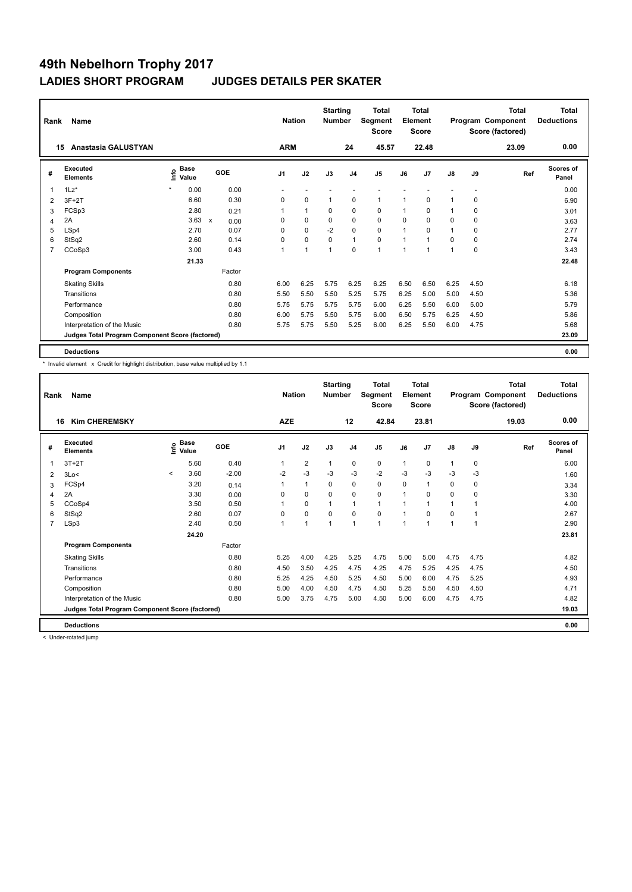# 49th Nebelhorn Trophy 2017

## LADIES SHORT PROGRAM JUDGES DETAILS PER SKATER

| Rank | Name | Nation | Starting Number | Total Segment Score | Total Element Score | Total Program Component Score (factored) | Total Deductions |
|---|---|---|---|---|---|---|---|
| 15 | Anastasia GALUSTYAN | ARM | 24 | 45.57 | 22.48 | 23.09 | 0.00 |

| # | Executed Elements | Info | Base Value | | GOE | J1 | J2 | J3 | J4 | J5 | J6 | J7 | J8 | J9 | Ref | Scores of Panel |
|---|---|---|---|---|---|---|---|---|---|---|---|---|---|---|---|---|
| 1 | 1Lz* | * | 0.00 | | 0.00 | - | - | - | - | - | - | - | - | - | | 0.00 |
| 2 | 3F+2T | | 6.60 | | 0.30 | 0 | 0 | 1 | 0 | 1 | 1 | 0 | 1 | 0 | | 6.90 |
| 3 | FCSp3 | | 2.80 | | 0.21 | 1 | 1 | 0 | 0 | 0 | 1 | 0 | 1 | 0 | | 3.01 |
| 4 | 2A | | 3.63 | x | 0.00 | 0 | 0 | 0 | 0 | 0 | 0 | 0 | 0 | 0 | | 3.63 |
| 5 | LSp4 | | 2.70 | | 0.07 | 0 | 0 | -2 | 0 | 0 | 1 | 0 | 1 | 0 | | 2.77 |
| 6 | StSq2 | | 2.60 | | 0.14 | 0 | 0 | 0 | 1 | 0 | 1 | 1 | 0 | 0 | | 2.74 |
| 7 | CCoSp3 | | 3.00 | | 0.43 | 1 | 1 | 1 | 0 | 1 | 1 | 1 | 1 | 0 | | 3.43 |
| | | | 21.33 | | | | | | | | | | | | | 22.48 |
| | **Program Components** | | | | Factor | | | | | | | | | | | |
| | Skating Skills | | | | 0.80 | 6.00 | 6.25 | 5.75 | 6.25 | 6.25 | 6.50 | 6.50 | 6.25 | 4.50 | | 6.18 |
| | Transitions | | | | 0.80 | 5.50 | 5.50 | 5.50 | 5.25 | 5.75 | 6.25 | 5.00 | 5.00 | 4.50 | | 5.36 |
| | Performance | | | | 0.80 | 5.75 | 5.75 | 5.75 | 5.75 | 6.00 | 6.25 | 5.50 | 6.00 | 5.00 | | 5.79 |
| | Composition | | | | 0.80 | 6.00 | 5.75 | 5.50 | 5.75 | 6.00 | 6.50 | 5.75 | 6.25 | 4.50 | | 5.86 |
| | Interpretation of the Music | | | | 0.80 | 5.75 | 5.75 | 5.50 | 5.25 | 6.00 | 6.25 | 5.50 | 6.00 | 4.75 | | 5.68 |
| | **Judges Total Program Component Score (factored)** | | | | | | | | | | | | | | | 23.09 |
| | **Deductions** | | | | | | | | | | | | | | | 0.00 |

\* Invalid element x Credit for highlight distribution, base value multiplied by 1.1

| Rank | Name | Nation | Starting Number | Total Segment Score | Total Element Score | Total Program Component Score (factored) | Total Deductions |
|---|---|---|---|---|---|---|---|
| 16 | Kim CHEREMSKY | AZE | 12 | 42.84 | 23.81 | 19.03 | 0.00 |

| # | Executed Elements | Info | Base Value | GOE | J1 | J2 | J3 | J4 | J5 | J6 | J7 | J8 | J9 | Ref | Scores of Panel |
|---|---|---|---|---|---|---|---|---|---|---|---|---|---|---|---|
| 1 | 3T+2T | | 5.60 | 0.40 | 1 | 2 | 1 | 0 | 0 | 1 | 0 | 1 | 0 | | 6.00 |
| 2 | 3Lo< | < | 3.60 | -2.00 | -2 | -3 | -3 | -3 | -2 | -3 | -3 | -3 | -3 | | 1.60 |
| 3 | FCSp4 | | 3.20 | 0.14 | 1 | 1 | 0 | 0 | 0 | 0 | 1 | 0 | 0 | | 3.34 |
| 4 | 2A | | 3.30 | 0.00 | 0 | 0 | 0 | 0 | 0 | 1 | 0 | 0 | 0 | | 3.30 |
| 5 | CCoSp4 | | 3.50 | 0.50 | 1 | 0 | 1 | 1 | 1 | 1 | 1 | 1 | 1 | | 4.00 |
| 6 | StSq2 | | 2.60 | 0.07 | 0 | 0 | 0 | 0 | 0 | 1 | 0 | 0 | 1 | | 2.67 |
| 7 | LSp3 | | 2.40 | 0.50 | 1 | 1 | 1 | 1 | 1 | 1 | 1 | 1 | 1 | | 2.90 |
| | | | 24.20 | | | | | | | | | | | | 23.81 |
| | **Program Components** | | | Factor | | | | | | | | | | | |
| | Skating Skills | | | 0.80 | 5.25 | 4.00 | 4.25 | 5.25 | 4.75 | 5.00 | 5.00 | 4.75 | 4.75 | | 4.82 |
| | Transitions | | | 0.80 | 4.50 | 3.50 | 4.25 | 4.75 | 4.25 | 4.75 | 5.25 | 4.25 | 4.75 | | 4.50 |
| | Performance | | | 0.80 | 5.25 | 4.25 | 4.50 | 5.25 | 4.50 | 5.00 | 6.00 | 4.75 | 5.25 | | 4.93 |
| | Composition | | | 0.80 | 5.00 | 4.00 | 4.50 | 4.75 | 4.50 | 5.25 | 5.50 | 4.50 | 4.50 | | 4.71 |
| | Interpretation of the Music | | | 0.80 | 5.00 | 3.75 | 4.75 | 5.00 | 4.50 | 5.00 | 6.00 | 4.75 | 4.75 | | 4.82 |
| | **Judges Total Program Component Score (factored)** | | | | | | | | | | | | | | 19.03 |
| | **Deductions** | | | | | | | | | | | | | | 0.00 |

< Under-rotated jump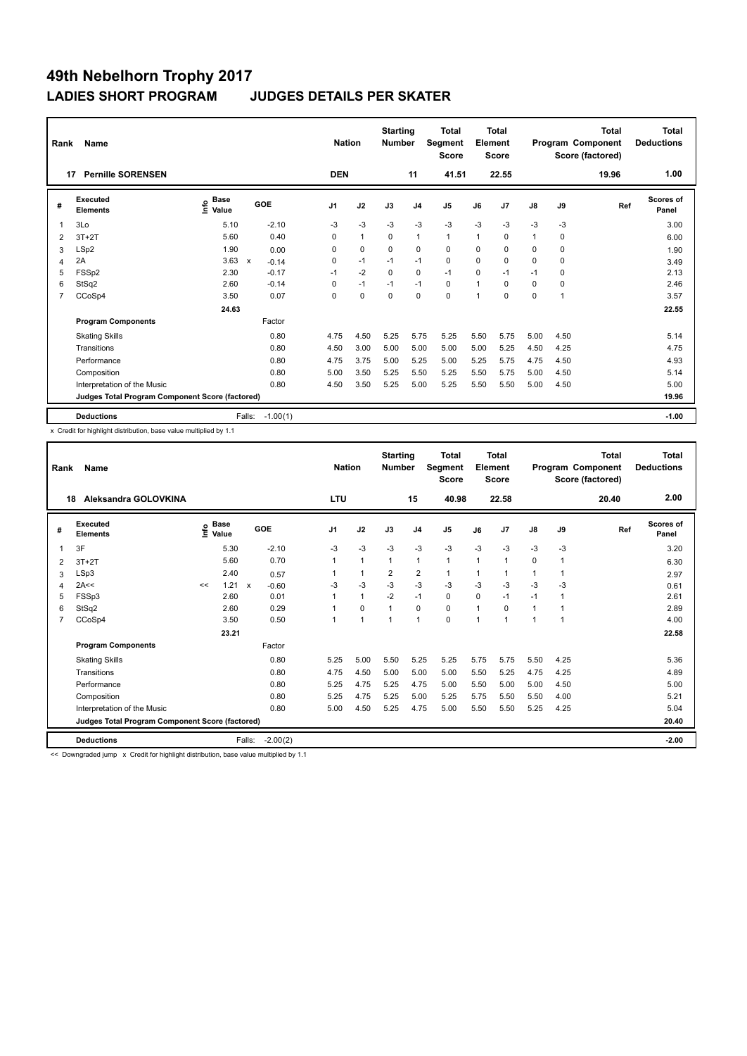# 49th Nebelhorn Trophy 2017

## LADIES SHORT PROGRAM JUDGES DETAILS PER SKATER

| Rank | Name | Nation | Starting Number | Total Segment Score | Total Element Score | Total Program Component Score (factored) | Total Deductions |
|---|---|---|---|---|---|---|---|
| 17 | Pernille SORENSEN | DEN | 11 | 41.51 | 22.55 | 19.96 | 1.00 |

| # | Executed Elements | Info | Base Value | | GOE | J1 | J2 | J3 | J4 | J5 | J6 | J7 | J8 | J9 | Ref | Scores of Panel |
|---|---|---|---|---|---|---|---|---|---|---|---|---|---|---|---|---|
| 1 | 3Lo | | 5.10 | | -2.10 | -3 | -3 | -3 | -3 | -3 | -3 | -3 | -3 | -3 | | 3.00 |
| 2 | 3T+2T | | 5.60 | | 0.40 | 0 | 1 | 0 | 1 | 1 | 1 | 0 | 1 | 0 | | 6.00 |
| 3 | LSp2 | | 1.90 | | 0.00 | 0 | 0 | 0 | 0 | 0 | 0 | 0 | 0 | 0 | | 1.90 |
| 4 | 2A | | 3.63 | x | -0.14 | 0 | -1 | -1 | -1 | 0 | 0 | 0 | 0 | 0 | | 3.49 |
| 5 | FSSp2 | | 2.30 | | -0.17 | -1 | -2 | 0 | 0 | -1 | 0 | -1 | -1 | 0 | | 2.13 |
| 6 | StSq2 | | 2.60 | | -0.14 | 0 | -1 | -1 | -1 | 0 | 1 | 0 | 0 | 0 | | 2.46 |
| 7 | CCoSp4 | | 3.50 | | 0.07 | 0 | 0 | 0 | 0 | 0 | 1 | 0 | 0 | 1 | | 3.57 |
| | | | 24.63 | | | | | | | | | | | | | 22.55 |
| | **Program Components** | | | | Factor | | | | | | | | | | | |
| | Skating Skills | | | | 0.80 | 4.75 | 4.50 | 5.25 | 5.75 | 5.25 | 5.50 | 5.75 | 5.00 | 4.50 | | 5.14 |
| | Transitions | | | | 0.80 | 4.50 | 3.00 | 5.00 | 5.00 | 5.00 | 5.00 | 5.25 | 4.50 | 4.25 | | 4.75 |
| | Performance | | | | 0.80 | 4.75 | 3.75 | 5.00 | 5.25 | 5.00 | 5.25 | 5.75 | 4.75 | 4.50 | | 4.93 |
| | Composition | | | | 0.80 | 5.00 | 3.50 | 5.25 | 5.50 | 5.25 | 5.50 | 5.75 | 5.00 | 4.50 | | 5.14 |
| | Interpretation of the Music | | | | 0.80 | 4.50 | 3.50 | 5.25 | 5.00 | 5.25 | 5.50 | 5.50 | 5.00 | 4.50 | | 5.00 |
| | Judges Total Program Component Score (factored) | | | | | | | | | | | | | | | 19.96 |
| | **Deductions** | | | Falls: | -1.00(1) | | | | | | | | | | | -1.00 |

x Credit for highlight distribution, base value multiplied by 1.1

| Rank | Name | Nation | Starting Number | Total Segment Score | Total Element Score | Total Program Component Score (factored) | Total Deductions |
|---|---|---|---|---|---|---|---|
| 18 | Aleksandra GOLOVKINA | LTU | 15 | 40.98 | 22.58 | 20.40 | 2.00 |

| # | Executed Elements | Info | Base Value | | GOE | J1 | J2 | J3 | J4 | J5 | J6 | J7 | J8 | J9 | Ref | Scores of Panel |
|---|---|---|---|---|---|---|---|---|---|---|---|---|---|---|---|---|
| 1 | 3F | | 5.30 | | -2.10 | -3 | -3 | -3 | -3 | -3 | -3 | -3 | -3 | -3 | | 3.20 |
| 2 | 3T+2T | | 5.60 | | 0.70 | 1 | 1 | 1 | 1 | 1 | 1 | 1 | 0 | 1 | | 6.30 |
| 3 | LSp3 | | 2.40 | | 0.57 | 1 | 1 | 2 | 2 | 1 | 1 | 1 | 1 | 1 | | 2.97 |
| 4 | 2A<< | << | 1.21 | x | -0.60 | -3 | -3 | -3 | -3 | -3 | -3 | -3 | -3 | -3 | | 0.61 |
| 5 | FSSp3 | | 2.60 | | 0.01 | 1 | 1 | -2 | -1 | 0 | 0 | -1 | -1 | 1 | | 2.61 |
| 6 | StSq2 | | 2.60 | | 0.29 | 1 | 0 | 1 | 0 | 0 | 1 | 0 | 1 | 1 | | 2.89 |
| 7 | CCoSp4 | | 3.50 | | 0.50 | 1 | 1 | 1 | 1 | 0 | 1 | 1 | 1 | 1 | | 4.00 |
| | | | 23.21 | | | | | | | | | | | | | 22.58 |
| | **Program Components** | | | | Factor | | | | | | | | | | | |
| | Skating Skills | | | | 0.80 | 5.25 | 5.00 | 5.50 | 5.25 | 5.25 | 5.75 | 5.75 | 5.50 | 4.25 | | 5.36 |
| | Transitions | | | | 0.80 | 4.75 | 4.50 | 5.00 | 5.00 | 5.00 | 5.50 | 5.25 | 4.75 | 4.25 | | 4.89 |
| | Performance | | | | 0.80 | 5.25 | 4.75 | 5.25 | 4.75 | 5.00 | 5.50 | 5.00 | 5.00 | 4.50 | | 5.00 |
| | Composition | | | | 0.80 | 5.25 | 4.75 | 5.25 | 5.00 | 5.25 | 5.75 | 5.50 | 5.50 | 4.00 | | 5.21 |
| | Interpretation of the Music | | | | 0.80 | 5.00 | 4.50 | 5.25 | 4.75 | 5.00 | 5.50 | 5.50 | 5.25 | 4.25 | | 5.04 |
| | Judges Total Program Component Score (factored) | | | | | | | | | | | | | | | 20.40 |
| | **Deductions** | | | Falls: | -2.00(2) | | | | | | | | | | | -2.00 |

<< Downgraded jump x Credit for highlight distribution, base value multiplied by 1.1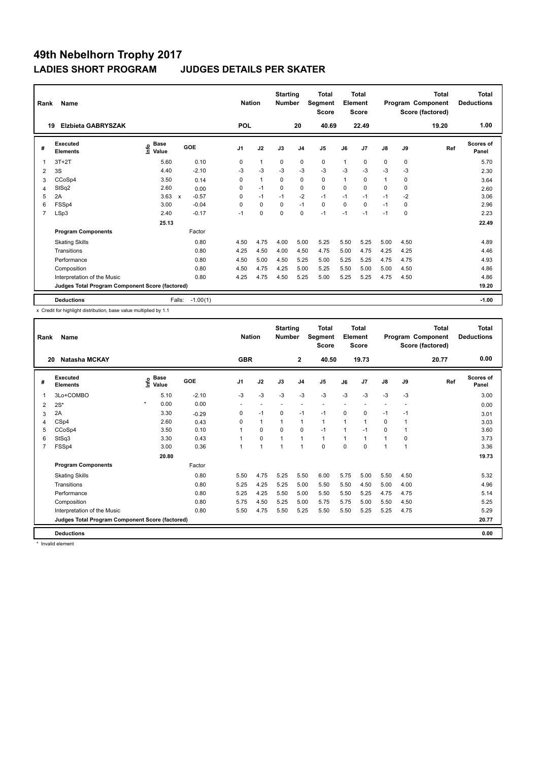# 49th Nebelhorn Trophy 2017

## LADIES SHORT PROGRAM JUDGES DETAILS PER SKATER

| Rank | Name | Nation | Starting Number | Total Segment Score | Total Element Score | Total Program Component Score (factored) | Total Deductions |
|---|---|---|---|---|---|---|---|
| 19 | Elzbieta GABRYSZAK | POL | 20 | 40.69 | 22.49 | 19.20 | 1.00 |

| # | Executed Elements | Info | Base Value | | GOE | J1 | J2 | J3 | J4 | J5 | J6 | J7 | J8 | J9 | Ref | Scores of Panel |
|---|---|---|---|---|---|---|---|---|---|---|---|---|---|---|---|---|
| 1 | 3T+2T | | 5.60 | | 0.10 | 0 | 1 | 0 | 0 | 0 | 1 | 0 | 0 | 0 | | 5.70 |
| 2 | 3S | | 4.40 | | -2.10 | -3 | -3 | -3 | -3 | -3 | -3 | -3 | -3 | -3 | | 2.30 |
| 3 | CCoSp4 | | 3.50 | | 0.14 | 0 | 1 | 0 | 0 | 0 | 1 | 0 | 1 | 0 | | 3.64 |
| 4 | StSq2 | | 2.60 | | 0.00 | 0 | -1 | 0 | 0 | 0 | 0 | 0 | 0 | 0 | | 2.60 |
| 5 | 2A | | 3.63 | x | -0.57 | 0 | -1 | -1 | -2 | -1 | -1 | -1 | -1 | -2 | | 3.06 |
| 6 | FSSp4 | | 3.00 | | -0.04 | 0 | 0 | 0 | -1 | 0 | 0 | 0 | -1 | 0 | | 2.96 |
| 7 | LSp3 | | 2.40 | | -0.17 | -1 | 0 | 0 | 0 | -1 | -1 | -1 | -1 | 0 | | 2.23 |
| | | | 25.13 | | | | | | | | | | | | | 22.49 |
| | **Program Components** | | | | Factor | | | | | | | | | | | |
| | Skating Skills | | | | 0.80 | 4.50 | 4.75 | 4.00 | 5.00 | 5.25 | 5.50 | 5.25 | 5.00 | 4.50 | | 4.89 |
| | Transitions | | | | 0.80 | 4.25 | 4.50 | 4.00 | 4.50 | 4.75 | 5.00 | 4.75 | 4.25 | 4.25 | | 4.46 |
| | Performance | | | | 0.80 | 4.50 | 5.00 | 4.50 | 5.25 | 5.00 | 5.25 | 5.25 | 4.75 | 4.75 | | 4.93 |
| | Composition | | | | 0.80 | 4.50 | 4.75 | 4.25 | 5.00 | 5.25 | 5.50 | 5.00 | 5.00 | 4.50 | | 4.86 |
| | Interpretation of the Music | | | | 0.80 | 4.25 | 4.75 | 4.50 | 5.25 | 5.00 | 5.25 | 5.25 | 4.75 | 4.50 | | 4.86 |
| | Judges Total Program Component Score (factored) | | | | | | | | | | | | | | | 19.20 |
| | **Deductions** | | | Falls: | -1.00(1) | | | | | | | | | | | -1.00 |

x Credit for highlight distribution, base value multiplied by 1.1

| Rank | Name | Nation | Starting Number | Total Segment Score | Total Element Score | Total Program Component Score (factored) | Total Deductions |
|---|---|---|---|---|---|---|---|
| 20 | Natasha MCKAY | GBR | 2 | 40.50 | 19.73 | 20.77 | 0.00 |

| # | Executed Elements | Info | Base Value | GOE | J1 | J2 | J3 | J4 | J5 | J6 | J7 | J8 | J9 | Ref | Scores of Panel |
|---|---|---|---|---|---|---|---|---|---|---|---|---|---|---|---|
| 1 | 3Lo+COMBO | | 5.10 | -2.10 | -3 | -3 | -3 | -3 | -3 | -3 | -3 | -3 | -3 | | 3.00 |
| 2 | 2S* | * | 0.00 | 0.00 | - | - | - | - | - | - | - | - | - | | 0.00 |
| 3 | 2A | | 3.30 | -0.29 | 0 | -1 | 0 | -1 | -1 | 0 | 0 | -1 | -1 | | 3.01 |
| 4 | CSp4 | | 2.60 | 0.43 | 0 | 1 | 1 | 1 | 1 | 1 | 1 | 0 | 1 | | 3.03 |
| 5 | CCoSp4 | | 3.50 | 0.10 | 1 | 0 | 0 | 0 | -1 | 1 | -1 | 0 | 1 | | 3.60 |
| 6 | StSq3 | | 3.30 | 0.43 | 1 | 0 | 1 | 1 | 1 | 1 | 1 | 1 | 0 | | 3.73 |
| 7 | FSSp4 | | 3.00 | 0.36 | 1 | 1 | 1 | 1 | 0 | 0 | 0 | 1 | 1 | | 3.36 |
| | | | 20.80 | | | | | | | | | | | | 19.73 |
| | **Program Components** | | | Factor | | | | | | | | | | | |
| | Skating Skills | | | 0.80 | 5.50 | 4.75 | 5.25 | 5.50 | 6.00 | 5.75 | 5.00 | 5.50 | 4.50 | | 5.32 |
| | Transitions | | | 0.80 | 5.25 | 4.25 | 5.25 | 5.00 | 5.50 | 5.50 | 4.50 | 5.00 | 4.00 | | 4.96 |
| | Performance | | | 0.80 | 5.25 | 4.25 | 5.50 | 5.00 | 5.50 | 5.50 | 5.25 | 4.75 | 4.75 | | 5.14 |
| | Composition | | | 0.80 | 5.75 | 4.50 | 5.25 | 5.00 | 5.75 | 5.75 | 5.00 | 5.50 | 4.50 | | 5.25 |
| | Interpretation of the Music | | | 0.80 | 5.50 | 4.75 | 5.50 | 5.25 | 5.50 | 5.50 | 5.25 | 5.25 | 4.75 | | 5.29 |
| | Judges Total Program Component Score (factored) | | | | | | | | | | | | | | 20.77 |
| | **Deductions** | | | | | | | | | | | | | | 0.00 |

\* Invalid element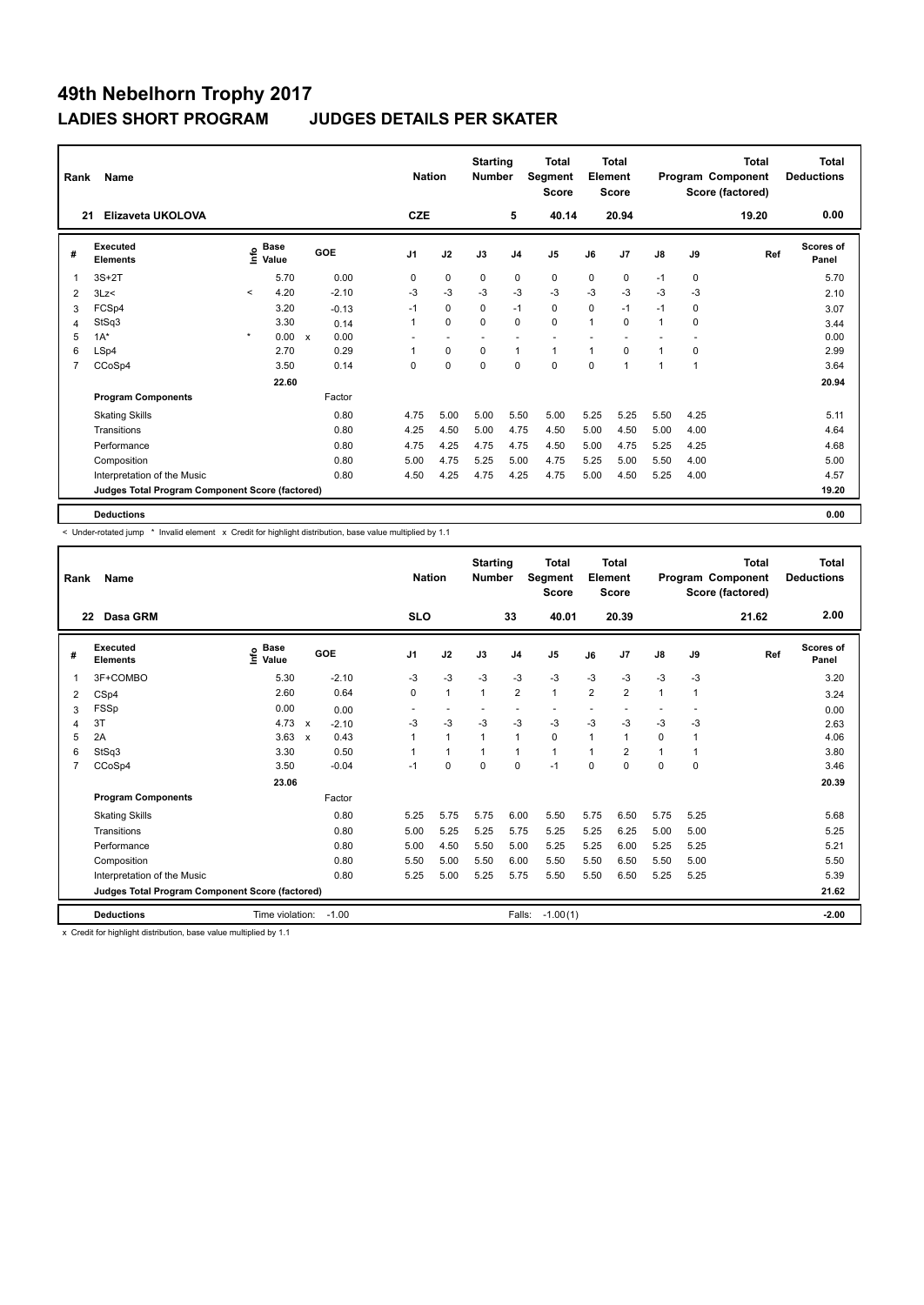# 49th Nebelhorn Trophy 2017

## LADIES SHORT PROGRAM JUDGES DETAILS PER SKATER

| Rank | Name | Nation | Starting Number | Total Segment Score | Total Element Score | Total Program Component Score (factored) | Total Deductions |
|---|---|---|---|---|---|---|---|
| 21 | Elizaveta UKOLOVA | CZE | 5 | 40.14 | 20.94 | 19.20 | 0.00 |

| # | Executed Elements | Info | Base Value | | GOE | J1 | J2 | J3 | J4 | J5 | J6 | J7 | J8 | J9 | Ref | Scores of Panel |
|---|---|---|---|---|---|---|---|---|---|---|---|---|---|---|---|---|
| 1 | 3S+2T | | 5.70 | | 0.00 | 0 | 0 | 0 | 0 | 0 | 0 | 0 | -1 | 0 | | 5.70 |
| 2 | 3Lz< | < | 4.20 | | -2.10 | -3 | -3 | -3 | -3 | -3 | -3 | -3 | -3 | -3 | | 2.10 |
| 3 | FCSp4 | | 3.20 | | -0.13 | -1 | 0 | 0 | -1 | 0 | 0 | -1 | -1 | 0 | | 3.07 |
| 4 | StSq3 | | 3.30 | | 0.14 | 1 | 0 | 0 | 0 | 0 | 1 | 0 | 1 | 0 | | 3.44 |
| 5 | 1A* | * | 0.00 | x | 0.00 | - | - | - | - | - | - | - | - | - | | 0.00 |
| 6 | LSp4 | | 2.70 | | 0.29 | 1 | 0 | 0 | 1 | 1 | 1 | 0 | 1 | 0 | | 2.99 |
| 7 | CCoSp4 | | 3.50 | | 0.14 | 0 | 0 | 0 | 0 | 0 | 0 | 1 | 1 | 1 | | 3.64 |
| | | | 22.60 | | | | | | | | | | | | | 20.94 |
| | **Program Components** | | | | Factor | | | | | | | | | | | |
| | Skating Skills | | | | 0.80 | 4.75 | 5.00 | 5.00 | 5.50 | 5.00 | 5.25 | 5.25 | 5.50 | 4.25 | | 5.11 |
| | Transitions | | | | 0.80 | 4.25 | 4.50 | 5.00 | 4.75 | 4.50 | 5.00 | 4.50 | 5.00 | 4.00 | | 4.64 |
| | Performance | | | | 0.80 | 4.75 | 4.25 | 4.75 | 4.75 | 4.50 | 5.00 | 4.75 | 5.25 | 4.25 | | 4.68 |
| | Composition | | | | 0.80 | 5.00 | 4.75 | 5.25 | 5.00 | 4.75 | 5.25 | 5.00 | 5.50 | 4.00 | | 5.00 |
| | Interpretation of the Music | | | | 0.80 | 4.50 | 4.25 | 4.75 | 4.25 | 4.75 | 5.00 | 4.50 | 5.25 | 4.00 | | 4.57 |
| | **Judges Total Program Component Score (factored)** | | | | | | | | | | | | | | | 19.20 |
| | **Deductions** | | | | | | | | | | | | | | | 0.00 |

< Under-rotated jump * Invalid element x Credit for highlight distribution, base value multiplied by 1.1

| Rank | Name | Nation | Starting Number | Total Segment Score | Total Element Score | Total Program Component Score (factored) | Total Deductions |
|---|---|---|---|---|---|---|---|
| 22 | Dasa GRM | SLO | 33 | 40.01 | 20.39 | 21.62 | 2.00 |

| # | Executed Elements | Info | Base Value | | GOE | J1 | J2 | J3 | J4 | J5 | J6 | J7 | J8 | J9 | Ref | Scores of Panel |
|---|---|---|---|---|---|---|---|---|---|---|---|---|---|---|---|---|
| 1 | 3F+COMBO | | 5.30 | | -2.10 | -3 | -3 | -3 | -3 | -3 | -3 | -3 | -3 | -3 | | 3.20 |
| 2 | CSp4 | | 2.60 | | 0.64 | 0 | 1 | 1 | 2 | 1 | 2 | 2 | 1 | 1 | | 3.24 |
| 3 | FSSp | | 0.00 | | 0.00 | - | - | - | - | - | - | - | - | - | | 0.00 |
| 4 | 3T | | 4.73 | x | -2.10 | -3 | -3 | -3 | -3 | -3 | -3 | -3 | -3 | -3 | | 2.63 |
| 5 | 2A | | 3.63 | x | 0.43 | 1 | 1 | 1 | 1 | 0 | 1 | 1 | 0 | 1 | | 4.06 |
| 6 | StSq3 | | 3.30 | | 0.50 | 1 | 1 | 1 | 1 | 1 | 1 | 2 | 1 | 1 | | 3.80 |
| 7 | CCoSp4 | | 3.50 | | -0.04 | -1 | 0 | 0 | 0 | -1 | 0 | 0 | 0 | 0 | | 3.46 |
| | | | 23.06 | | | | | | | | | | | | | 20.39 |
| | **Program Components** | | | | Factor | | | | | | | | | | | |
| | Skating Skills | | | | 0.80 | 5.25 | 5.75 | 5.75 | 6.00 | 5.50 | 5.75 | 6.50 | 5.75 | 5.25 | | 5.68 |
| | Transitions | | | | 0.80 | 5.00 | 5.25 | 5.25 | 5.75 | 5.25 | 5.25 | 6.25 | 5.00 | 5.00 | | 5.25 |
| | Performance | | | | 0.80 | 5.00 | 4.50 | 5.50 | 5.00 | 5.25 | 5.25 | 6.00 | 5.25 | 5.25 | | 5.21 |
| | Composition | | | | 0.80 | 5.50 | 5.00 | 5.50 | 6.00 | 5.50 | 5.50 | 6.50 | 5.50 | 5.00 | | 5.50 |
| | Interpretation of the Music | | | | 0.80 | 5.25 | 5.00 | 5.25 | 5.75 | 5.50 | 5.50 | 6.50 | 5.25 | 5.25 | | 5.39 |
| | **Judges Total Program Component Score (factored)** | | | | | | | | | | | | | | | 21.62 |
| | **Deductions** | Time violation: -1.00 | | | | | | | Falls: -1.00(1) | | | | | | | -2.00 |

x Credit for highlight distribution, base value multiplied by 1.1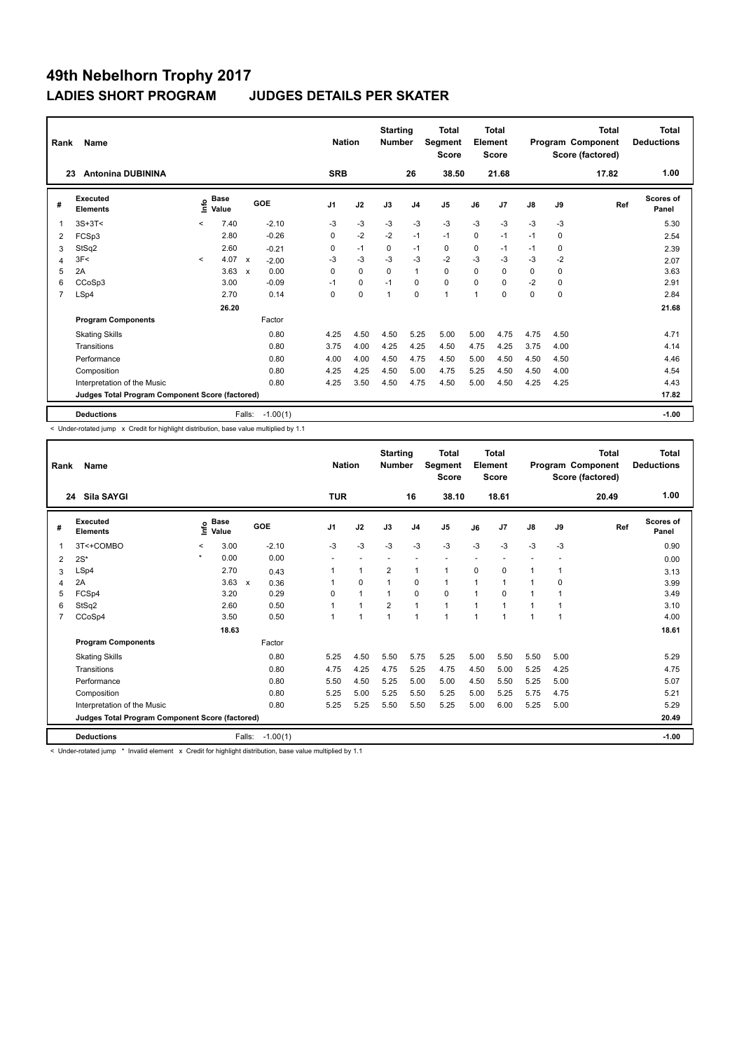# 49th Nebelhorn Trophy 2017

## LADIES SHORT PROGRAM JUDGES DETAILS PER SKATER

| Rank | Name | Nation | Starting Number | Total Segment Score | Total Element Score | Total Program Component Score (factored) | Total Deductions |
|---|---|---|---|---|---|---|---|
| 23 | Antonina DUBININA | SRB | 26 | 38.50 | 21.68 | 17.82 | 1.00 |

| # | Executed Elements | Info | Base Value | | GOE | J1 | J2 | J3 | J4 | J5 | J6 | J7 | J8 | J9 | Ref | Scores of Panel |
|---|---|---|---|---|---|---|---|---|---|---|---|---|---|---|---|---|
| 1 | 3S+3T< | < | 7.40 | | -2.10 | -3 | -3 | -3 | -3 | -3 | -3 | -3 | -3 | -3 | | 5.30 |
| 2 | FCSp3 | | 2.80 | | -0.26 | 0 | -2 | -2 | -1 | -1 | 0 | -1 | -1 | 0 | | 2.54 |
| 3 | StSq2 | | 2.60 | | -0.21 | 0 | -1 | 0 | -1 | 0 | 0 | -1 | -1 | 0 | | 2.39 |
| 4 | 3F< | < | 4.07 | x | -2.00 | -3 | -3 | -3 | -3 | -2 | -3 | -3 | -3 | -2 | | 2.07 |
| 5 | 2A | | 3.63 | x | 0.00 | 0 | 0 | 0 | 1 | 0 | 0 | 0 | 0 | 0 | | 3.63 |
| 6 | CCoSp3 | | 3.00 | | -0.09 | -1 | 0 | -1 | 0 | 0 | 0 | 0 | -2 | 0 | | 2.91 |
| 7 | LSp4 | | 2.70 | | 0.14 | 0 | 0 | 1 | 0 | 1 | 1 | 0 | 0 | 0 | | 2.84 |
| | | | 26.20 | | | | | | | | | | | | | 21.68 |
| | **Program Components** | | | | Factor | | | | | | | | | | | |
| | Skating Skills | | | | 0.80 | 4.25 | 4.50 | 4.50 | 5.25 | 5.00 | 5.00 | 4.75 | 4.75 | 4.50 | | 4.71 |
| | Transitions | | | | 0.80 | 3.75 | 4.00 | 4.25 | 4.25 | 4.50 | 4.75 | 4.25 | 3.75 | 4.00 | | 4.14 |
| | Performance | | | | 0.80 | 4.00 | 4.00 | 4.50 | 4.75 | 4.50 | 5.00 | 4.50 | 4.50 | 4.50 | | 4.46 |
| | Composition | | | | 0.80 | 4.25 | 4.25 | 4.50 | 5.00 | 4.75 | 5.25 | 4.50 | 4.50 | 4.00 | | 4.54 |
| | Interpretation of the Music | | | | 0.80 | 4.25 | 3.50 | 4.50 | 4.75 | 4.50 | 5.00 | 4.50 | 4.25 | 4.25 | | 4.43 |
| | **Judges Total Program Component Score (factored)** | | | | | | | | | | | | | | | 17.82 |
| | **Deductions** | | Falls: | | -1.00(1) | | | | | | | | | | | -1.00 |

< Under-rotated jump x Credit for highlight distribution, base value multiplied by 1.1

| Rank | Name | Nation | Starting Number | Total Segment Score | Total Element Score | Total Program Component Score (factored) | Total Deductions |
|---|---|---|---|---|---|---|---|
| 24 | Sila SAYGI | TUR | 16 | 38.10 | 18.61 | 20.49 | 1.00 |

| # | Executed Elements | Info | Base Value | | GOE | J1 | J2 | J3 | J4 | J5 | J6 | J7 | J8 | J9 | Ref | Scores of Panel |
|---|---|---|---|---|---|---|---|---|---|---|---|---|---|---|---|---|
| 1 | 3T<+COMBO | < | 3.00 | | -2.10 | -3 | -3 | -3 | -3 | -3 | -3 | -3 | -3 | -3 | | 0.90 |
| 2 | 2S* | * | 0.00 | | 0.00 | - | - | - | - | - | - | - | - | - | | 0.00 |
| 3 | LSp4 | | 2.70 | | 0.43 | 1 | 1 | 2 | 1 | 1 | 0 | 0 | 1 | 1 | | 3.13 |
| 4 | 2A | | 3.63 | x | 0.36 | 1 | 0 | 1 | 0 | 1 | 1 | 1 | 1 | 0 | | 3.99 |
| 5 | FCSp4 | | 3.20 | | 0.29 | 0 | 1 | 1 | 0 | 0 | 1 | 0 | 1 | 1 | | 3.49 |
| 6 | StSq2 | | 2.60 | | 0.50 | 1 | 1 | 2 | 1 | 1 | 1 | 1 | 1 | 1 | | 3.10 |
| 7 | CCoSp4 | | 3.50 | | 0.50 | 1 | 1 | 1 | 1 | 1 | 1 | 1 | 1 | 1 | | 4.00 |
| | | | 18.63 | | | | | | | | | | | | | 18.61 |
| | **Program Components** | | | | Factor | | | | | | | | | | | |
| | Skating Skills | | | | 0.80 | 5.25 | 4.50 | 5.50 | 5.75 | 5.25 | 5.00 | 5.50 | 5.50 | 5.00 | | 5.29 |
| | Transitions | | | | 0.80 | 4.75 | 4.25 | 4.75 | 5.25 | 4.75 | 4.50 | 5.00 | 5.25 | 4.25 | | 4.75 |
| | Performance | | | | 0.80 | 5.50 | 4.50 | 5.25 | 5.00 | 5.00 | 4.50 | 5.50 | 5.25 | 5.00 | | 5.07 |
| | Composition | | | | 0.80 | 5.25 | 5.00 | 5.25 | 5.50 | 5.25 | 5.00 | 5.25 | 5.75 | 4.75 | | 5.21 |
| | Interpretation of the Music | | | | 0.80 | 5.25 | 5.25 | 5.50 | 5.50 | 5.25 | 5.00 | 6.00 | 5.25 | 5.00 | | 5.29 |
| | **Judges Total Program Component Score (factored)** | | | | | | | | | | | | | | | 20.49 |
| | **Deductions** | | Falls: | | -1.00(1) | | | | | | | | | | | -1.00 |

< Under-rotated jump * Invalid element x Credit for highlight distribution, base value multiplied by 1.1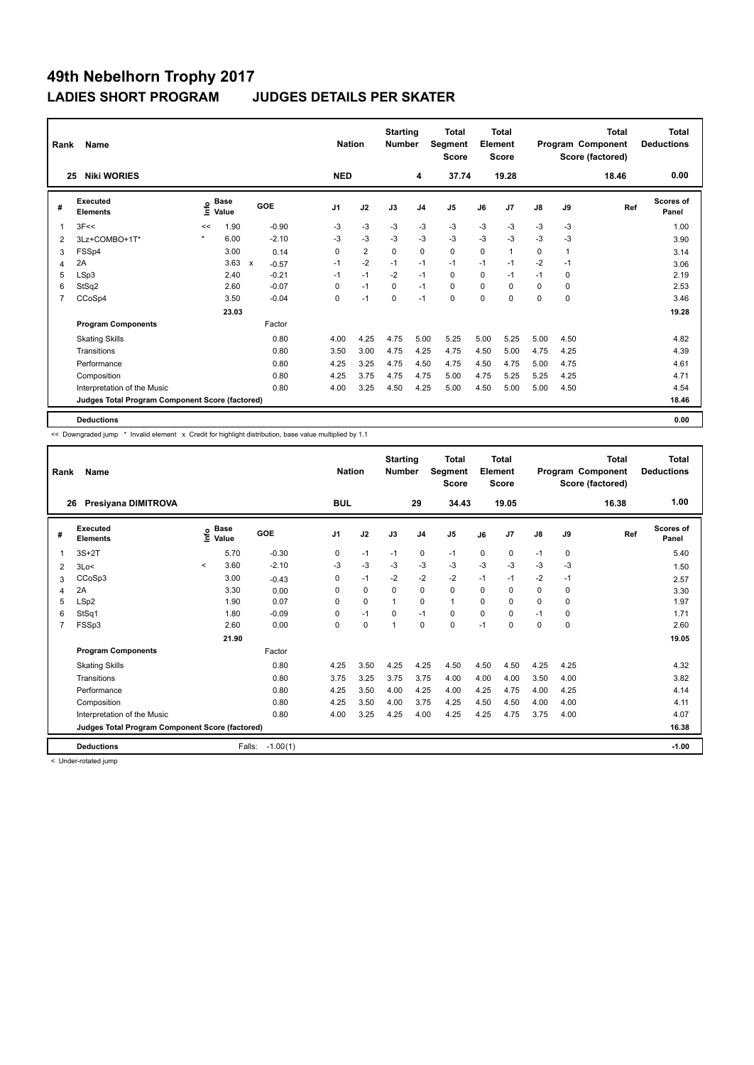# 49th Nebelhorn Trophy 2017

## LADIES SHORT PROGRAM JUDGES DETAILS PER SKATER

| Rank | Name | Nation | Starting Number | Total Segment Score | Total Element Score | Total Program Component Score (factored) | Total Deductions |
|---|---|---|---|---|---|---|---|
| 25 | Niki WORIES | NED | 4 | 37.74 | 19.28 | 18.46 | 0.00 |

| # | Executed Elements | Info | Base Value | | GOE | J1 | J2 | J3 | J4 | J5 | J6 | J7 | J8 | J9 | Ref | Scores of Panel |
|---|---|---|---|---|---|---|---|---|---|---|---|---|---|---|---|---|
| 1 | 3F<< | << | 1.90 | | -0.90 | -3 | -3 | -3 | -3 | -3 | -3 | -3 | -3 | -3 | | 1.00 |
| 2 | 3Lz+COMBO+1T* | * | 6.00 | | -2.10 | -3 | -3 | -3 | -3 | -3 | -3 | -3 | -3 | -3 | | 3.90 |
| 3 | FSSp4 | | 3.00 | | 0.14 | 0 | 2 | 0 | 0 | 0 | 0 | 1 | 0 | 1 | | 3.14 |
| 4 | 2A | | 3.63 | x | -0.57 | -1 | -2 | -1 | -1 | -1 | -1 | -1 | -2 | -1 | | 3.06 |
| 5 | LSp3 | | 2.40 | | -0.21 | -1 | -1 | -2 | -1 | 0 | 0 | -1 | -1 | 0 | | 2.19 |
| 6 | StSq2 | | 2.60 | | -0.07 | 0 | -1 | 0 | -1 | 0 | 0 | 0 | 0 | 0 | | 2.53 |
| 7 | CCoSp4 | | 3.50 | | -0.04 | 0 | -1 | 0 | -1 | 0 | 0 | 0 | 0 | 0 | | 3.46 |
| | | | 23.03 | | | | | | | | | | | | | 19.28 |
| | **Program Components** | | | | Factor | | | | | | | | | | | |
| | Skating Skills | | | | 0.80 | 4.00 | 4.25 | 4.75 | 5.00 | 5.25 | 5.00 | 5.25 | 5.00 | 4.50 | | 4.82 |
| | Transitions | | | | 0.80 | 3.50 | 3.00 | 4.75 | 4.25 | 4.75 | 4.50 | 5.00 | 4.75 | 4.25 | | 4.39 |
| | Performance | | | | 0.80 | 4.25 | 3.25 | 4.75 | 4.50 | 4.75 | 4.50 | 4.75 | 5.00 | 4.75 | | 4.61 |
| | Composition | | | | 0.80 | 4.25 | 3.75 | 4.75 | 4.75 | 5.00 | 4.75 | 5.25 | 5.25 | 4.25 | | 4.71 |
| | Interpretation of the Music | | | | 0.80 | 4.00 | 3.25 | 4.50 | 4.25 | 5.00 | 4.50 | 5.00 | 5.00 | 4.50 | | 4.54 |
| | Judges Total Program Component Score (factored) | | | | | | | | | | | | | | | 18.46 |
| | **Deductions** | | | | | | | | | | | | | | | 0.00 |

<< Downgraded jump * Invalid element x Credit for highlight distribution, base value multiplied by 1.1

| Rank | Name | Nation | Starting Number | Total Segment Score | Total Element Score | Total Program Component Score (factored) | Total Deductions |
|---|---|---|---|---|---|---|---|
| 26 | Presiyana DIMITROVA | BUL | 29 | 34.43 | 19.05 | 16.38 | 1.00 |

| # | Executed Elements | Info | Base Value | GOE | J1 | J2 | J3 | J4 | J5 | J6 | J7 | J8 | J9 | Ref | Scores of Panel |
|---|---|---|---|---|---|---|---|---|---|---|---|---|---|---|---|
| 1 | 3S+2T | | 5.70 | -0.30 | 0 | -1 | -1 | 0 | -1 | 0 | 0 | -1 | 0 | | 5.40 |
| 2 | 3Lo< | < | 3.60 | -2.10 | -3 | -3 | -3 | -3 | -3 | -3 | -3 | -3 | -3 | | 1.50 |
| 3 | CCoSp3 | | 3.00 | -0.43 | 0 | -1 | -2 | -2 | -2 | -1 | -1 | -2 | -1 | | 2.57 |
| 4 | 2A | | 3.30 | 0.00 | 0 | 0 | 0 | 0 | 0 | 0 | 0 | 0 | 0 | | 3.30 |
| 5 | LSp2 | | 1.90 | 0.07 | 0 | 0 | 1 | 0 | 1 | 0 | 0 | 0 | 0 | | 1.97 |
| 6 | StSq1 | | 1.80 | -0.09 | 0 | -1 | 0 | -1 | 0 | 0 | 0 | -1 | 0 | | 1.71 |
| 7 | FSSp3 | | 2.60 | 0.00 | 0 | 0 | 1 | 0 | 0 | -1 | 0 | 0 | 0 | | 2.60 |
| | | | 21.90 | | | | | | | | | | | | 19.05 |
| | **Program Components** | | | Factor | | | | | | | | | | | |
| | Skating Skills | | | 0.80 | 4.25 | 3.50 | 4.25 | 4.25 | 4.50 | 4.50 | 4.50 | 4.25 | 4.25 | | 4.32 |
| | Transitions | | | 0.80 | 3.75 | 3.25 | 3.75 | 3.75 | 4.00 | 4.00 | 4.00 | 3.50 | 4.00 | | 3.82 |
| | Performance | | | 0.80 | 4.25 | 3.50 | 4.00 | 4.25 | 4.00 | 4.25 | 4.75 | 4.00 | 4.25 | | 4.14 |
| | Composition | | | 0.80 | 4.25 | 3.50 | 4.00 | 3.75 | 4.25 | 4.50 | 4.50 | 4.00 | 4.00 | | 4.11 |
| | Interpretation of the Music | | | 0.80 | 4.00 | 3.25 | 4.25 | 4.00 | 4.25 | 4.25 | 4.75 | 3.75 | 4.00 | | 4.07 |
| | Judges Total Program Component Score (factored) | | | | | | | | | | | | | | 16.38 |
| | **Deductions** | | Falls: | -1.00(1) | | | | | | | | | | | -1.00 |

< Under-rotated jump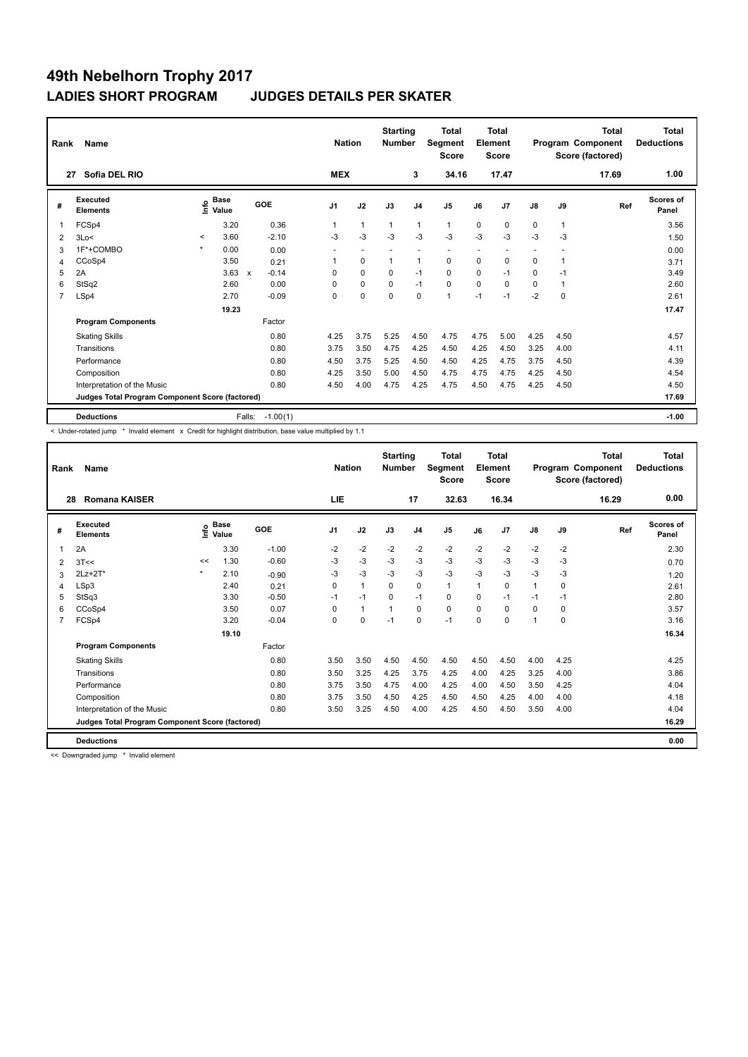# 49th Nebelhorn Trophy 2017

## LADIES SHORT PROGRAM JUDGES DETAILS PER SKATER

| Rank | Name | Nation | Starting Number | Total Segment Score | Total Element Score | Total Program Component Score (factored) | Total Deductions |
|---|---|---|---|---|---|---|---|
| 27 | Sofia DEL RIO | MEX | 3 | 34.16 | 17.47 | 17.69 | 1.00 |

| # | Executed Elements | Info | Base Value | | GOE | J1 | J2 | J3 | J4 | J5 | J6 | J7 | J8 | J9 | Ref | Scores of Panel |
|---|---|---|---|---|---|---|---|---|---|---|---|---|---|---|---|---|
| 1 | FCSp4 | | 3.20 | | 0.36 | 1 | 1 | 1 | 1 | 1 | 0 | 0 | 0 | 1 | | 3.56 |
| 2 | 3Lo< | < | 3.60 | | -2.10 | -3 | -3 | -3 | -3 | -3 | -3 | -3 | -3 | -3 | | 1.50 |
| 3 | 1F*+COMBO | * | 0.00 | | 0.00 | - | - | - | - | - | - | - | - | - | | 0.00 |
| 4 | CCoSp4 | | 3.50 | | 0.21 | 1 | 0 | 1 | 1 | 0 | 0 | 0 | 0 | 1 | | 3.71 |
| 5 | 2A | | 3.63 | x | -0.14 | 0 | 0 | 0 | -1 | 0 | 0 | -1 | 0 | -1 | | 3.49 |
| 6 | StSq2 | | 2.60 | | 0.00 | 0 | 0 | 0 | -1 | 0 | 0 | 0 | 0 | 1 | | 2.60 |
| 7 | LSp4 | | 2.70 | | -0.09 | 0 | 0 | 0 | 0 | 1 | -1 | -1 | -2 | 0 | | 2.61 |
| | | | 19.23 | | | | | | | | | | | | | 17.47 |
| | **Program Components** | | | | Factor | | | | | | | | | | | |
| | Skating Skills | | | | 0.80 | 4.25 | 3.75 | 5.25 | 4.50 | 4.75 | 4.75 | 5.00 | 4.25 | 4.50 | | 4.57 |
| | Transitions | | | | 0.80 | 3.75 | 3.50 | 4.75 | 4.25 | 4.50 | 4.25 | 4.50 | 3.25 | 4.00 | | 4.11 |
| | Performance | | | | 0.80 | 4.50 | 3.75 | 5.25 | 4.50 | 4.50 | 4.25 | 4.75 | 3.75 | 4.50 | | 4.39 |
| | Composition | | | | 0.80 | 4.25 | 3.50 | 5.00 | 4.50 | 4.75 | 4.75 | 4.75 | 4.25 | 4.50 | | 4.54 |
| | Interpretation of the Music | | | | 0.80 | 4.50 | 4.00 | 4.75 | 4.25 | 4.75 | 4.50 | 4.75 | 4.25 | 4.50 | | 4.50 |
| | Judges Total Program Component Score (factored) | | | | | | | | | | | | | | | 17.69 |
| | **Deductions** | | | Falls: | -1.00(1) | | | | | | | | | | | -1.00 |

< Under-rotated jump * Invalid element x Credit for highlight distribution, base value multiplied by 1.1

| Rank | Name | Nation | Starting Number | Total Segment Score | Total Element Score | Total Program Component Score (factored) | Total Deductions |
|---|---|---|---|---|---|---|---|
| 28 | Romana KAISER | LIE | 17 | 32.63 | 16.34 | 16.29 | 0.00 |

| # | Executed Elements | Info | Base Value | GOE | J1 | J2 | J3 | J4 | J5 | J6 | J7 | J8 | J9 | Ref | Scores of Panel |
|---|---|---|---|---|---|---|---|---|---|---|---|---|---|---|---|
| 1 | 2A | | 3.30 | -1.00 | -2 | -2 | -2 | -2 | -2 | -2 | -2 | -2 | -2 | | 2.30 |
| 2 | 3T<< | << | 1.30 | -0.60 | -3 | -3 | -3 | -3 | -3 | -3 | -3 | -3 | -3 | | 0.70 |
| 3 | 2Lz+2T* | * | 2.10 | -0.90 | -3 | -3 | -3 | -3 | -3 | -3 | -3 | -3 | -3 | | 1.20 |
| 4 | LSp3 | | 2.40 | 0.21 | 0 | 1 | 0 | 0 | 1 | 1 | 0 | 1 | 0 | | 2.61 |
| 5 | StSq3 | | 3.30 | -0.50 | -1 | -1 | 0 | -1 | 0 | 0 | -1 | -1 | -1 | | 2.80 |
| 6 | CCoSp4 | | 3.50 | 0.07 | 0 | 1 | 1 | 0 | 0 | 0 | 0 | 0 | 0 | | 3.57 |
| 7 | FCSp4 | | 3.20 | -0.04 | 0 | 0 | -1 | 0 | -1 | 0 | 0 | 1 | 0 | | 3.16 |
| | | | 19.10 | | | | | | | | | | | | 16.34 |
| | **Program Components** | | | Factor | | | | | | | | | | | |
| | Skating Skills | | | 0.80 | 3.50 | 3.50 | 4.50 | 4.50 | 4.50 | 4.50 | 4.50 | 4.00 | 4.25 | | 4.25 |
| | Transitions | | | 0.80 | 3.50 | 3.25 | 4.25 | 3.75 | 4.25 | 4.00 | 4.25 | 3.25 | 4.00 | | 3.86 |
| | Performance | | | 0.80 | 3.75 | 3.50 | 4.75 | 4.00 | 4.25 | 4.00 | 4.50 | 3.50 | 4.25 | | 4.04 |
| | Composition | | | 0.80 | 3.75 | 3.50 | 4.50 | 4.25 | 4.50 | 4.50 | 4.25 | 4.00 | 4.00 | | 4.18 |
| | Interpretation of the Music | | | 0.80 | 3.50 | 3.25 | 4.50 | 4.00 | 4.25 | 4.50 | 4.50 | 3.50 | 4.00 | | 4.04 |
| | Judges Total Program Component Score (factored) | | | | | | | | | | | | | | 16.29 |
| | **Deductions** | | | | | | | | | | | | | | 0.00 |

<< Downgraded jump * Invalid element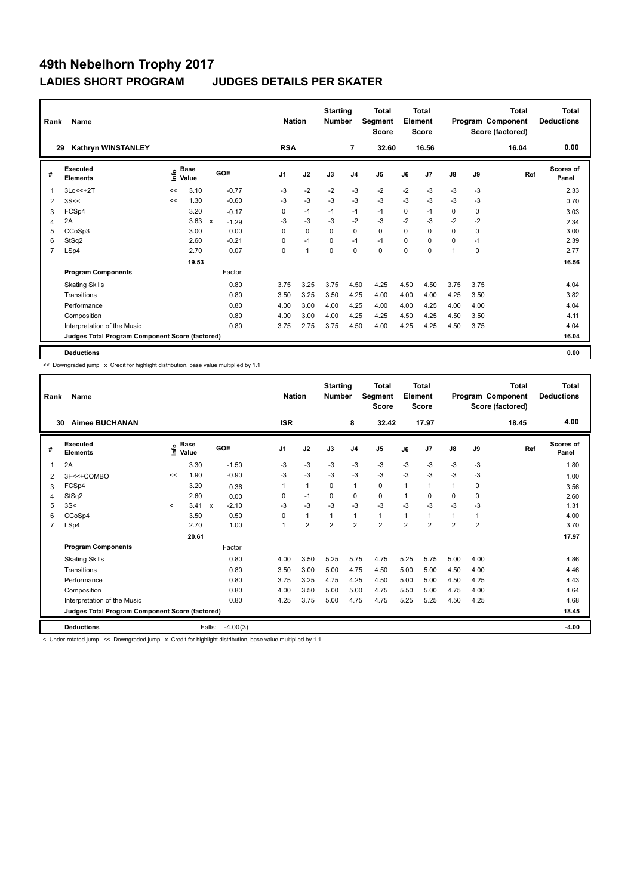# 49th Nebelhorn Trophy 2017

## LADIES SHORT PROGRAM JUDGES DETAILS PER SKATER

| Rank | Name | Nation | Starting Number | Total Segment Score | Total Element Score | Total Program Component Score (factored) | Total Deductions |
|---|---|---|---|---|---|---|---|
| 29 | Kathryn WINSTANLEY | RSA | 7 | 32.60 | 16.56 | 16.04 | 0.00 |

| # | Executed Elements | Info | Base Value | | GOE | J1 | J2 | J3 | J4 | J5 | J6 | J7 | J8 | J9 | Ref | Scores of Panel |
|---|---|---|---|---|---|---|---|---|---|---|---|---|---|---|---|---|
| 1 | 3Lo<<+2T | << | 3.10 | | -0.77 | -3 | -2 | -2 | -3 | -2 | -2 | -3 | -3 | -3 | | 2.33 |
| 2 | 3S<< | << | 1.30 | | -0.60 | -3 | -3 | -3 | -3 | -3 | -3 | -3 | -3 | -3 | | 0.70 |
| 3 | FCSp4 | | 3.20 | | -0.17 | 0 | -1 | -1 | -1 | -1 | 0 | -1 | 0 | 0 | | 3.03 |
| 4 | 2A | | 3.63 | x | -1.29 | -3 | -3 | -3 | -2 | -3 | -2 | -3 | -2 | -2 | | 2.34 |
| 5 | CCoSp3 | | 3.00 | | 0.00 | 0 | 0 | 0 | 0 | 0 | 0 | 0 | 0 | 0 | | 3.00 |
| 6 | StSq2 | | 2.60 | | -0.21 | 0 | -1 | 0 | -1 | -1 | 0 | 0 | 0 | -1 | | 2.39 |
| 7 | LSp4 | | 2.70 | | 0.07 | 0 | 1 | 0 | 0 | 0 | 0 | 0 | 1 | 0 | | 2.77 |
| | | | 19.53 | | | | | | | | | | | | | 16.56 |
| | **Program Components** | | | | Factor | | | | | | | | | | | |
| | Skating Skills | | | | 0.80 | 3.75 | 3.25 | 3.75 | 4.50 | 4.25 | 4.50 | 4.50 | 3.75 | 3.75 | | 4.04 |
| | Transitions | | | | 0.80 | 3.50 | 3.25 | 3.50 | 4.25 | 4.00 | 4.00 | 4.00 | 4.25 | 3.50 | | 3.82 |
| | Performance | | | | 0.80 | 4.00 | 3.00 | 4.00 | 4.25 | 4.00 | 4.00 | 4.25 | 4.00 | 4.00 | | 4.04 |
| | Composition | | | | 0.80 | 4.00 | 3.00 | 4.00 | 4.25 | 4.25 | 4.50 | 4.25 | 4.50 | 3.50 | | 4.11 |
| | Interpretation of the Music | | | | 0.80 | 3.75 | 2.75 | 3.75 | 4.50 | 4.00 | 4.25 | 4.25 | 4.50 | 3.75 | | 4.04 |
| | Judges Total Program Component Score (factored) | | | | | | | | | | | | | | | 16.04 |
| | **Deductions** | | | | | | | | | | | | | | | 0.00 |

<< Downgraded jump x Credit for highlight distribution, base value multiplied by 1.1

| Rank | Name | Nation | Starting Number | Total Segment Score | Total Element Score | Total Program Component Score (factored) | Total Deductions |
|---|---|---|---|---|---|---|---|
| 30 | Aimee BUCHANAN | ISR | 8 | 32.42 | 17.97 | 18.45 | 4.00 |

| # | Executed Elements | Info | Base Value | | GOE | J1 | J2 | J3 | J4 | J5 | J6 | J7 | J8 | J9 | Ref | Scores of Panel |
|---|---|---|---|---|---|---|---|---|---|---|---|---|---|---|---|---|
| 1 | 2A | | 3.30 | | -1.50 | -3 | -3 | -3 | -3 | -3 | -3 | -3 | -3 | -3 | | 1.80 |
| 2 | 3F<<+COMBO | << | 1.90 | | -0.90 | -3 | -3 | -3 | -3 | -3 | -3 | -3 | -3 | -3 | | 1.00 |
| 3 | FCSp4 | | 3.20 | | 0.36 | 1 | 1 | 0 | 1 | 0 | 1 | 1 | 1 | 0 | | 3.56 |
| 4 | StSq2 | | 2.60 | | 0.00 | 0 | -1 | 0 | 0 | 0 | 1 | 0 | 0 | 0 | | 2.60 |
| 5 | 3S< | < | 3.41 | x | -2.10 | -3 | -3 | -3 | -3 | -3 | -3 | -3 | -3 | -3 | | 1.31 |
| 6 | CCoSp4 | | 3.50 | | 0.50 | 0 | 1 | 1 | 1 | 1 | 1 | 1 | 1 | 1 | | 4.00 |
| 7 | LSp4 | | 2.70 | | 1.00 | 1 | 2 | 2 | 2 | 2 | 2 | 2 | 2 | 2 | | 3.70 |
| | | | 20.61 | | | | | | | | | | | | | 17.97 |
| | **Program Components** | | | | Factor | | | | | | | | | | | |
| | Skating Skills | | | | 0.80 | 4.00 | 3.50 | 5.25 | 5.75 | 4.75 | 5.25 | 5.75 | 5.00 | 4.00 | | 4.86 |
| | Transitions | | | | 0.80 | 3.50 | 3.00 | 5.00 | 4.75 | 4.50 | 5.00 | 5.00 | 4.50 | 4.00 | | 4.46 |
| | Performance | | | | 0.80 | 3.75 | 3.25 | 4.75 | 4.25 | 4.50 | 5.00 | 5.00 | 4.50 | 4.25 | | 4.43 |
| | Composition | | | | 0.80 | 4.00 | 3.50 | 5.00 | 5.00 | 4.75 | 5.50 | 5.00 | 4.75 | 4.00 | | 4.64 |
| | Interpretation of the Music | | | | 0.80 | 4.25 | 3.75 | 5.00 | 4.75 | 4.75 | 5.25 | 5.25 | 4.50 | 4.25 | | 4.68 |
| | Judges Total Program Component Score (factored) | | | | | | | | | | | | | | | 18.45 |
| | **Deductions** | | | Falls: | -4.00(3) | | | | | | | | | | | -4.00 |

< Under-rotated jump << Downgraded jump x Credit for highlight distribution, base value multiplied by 1.1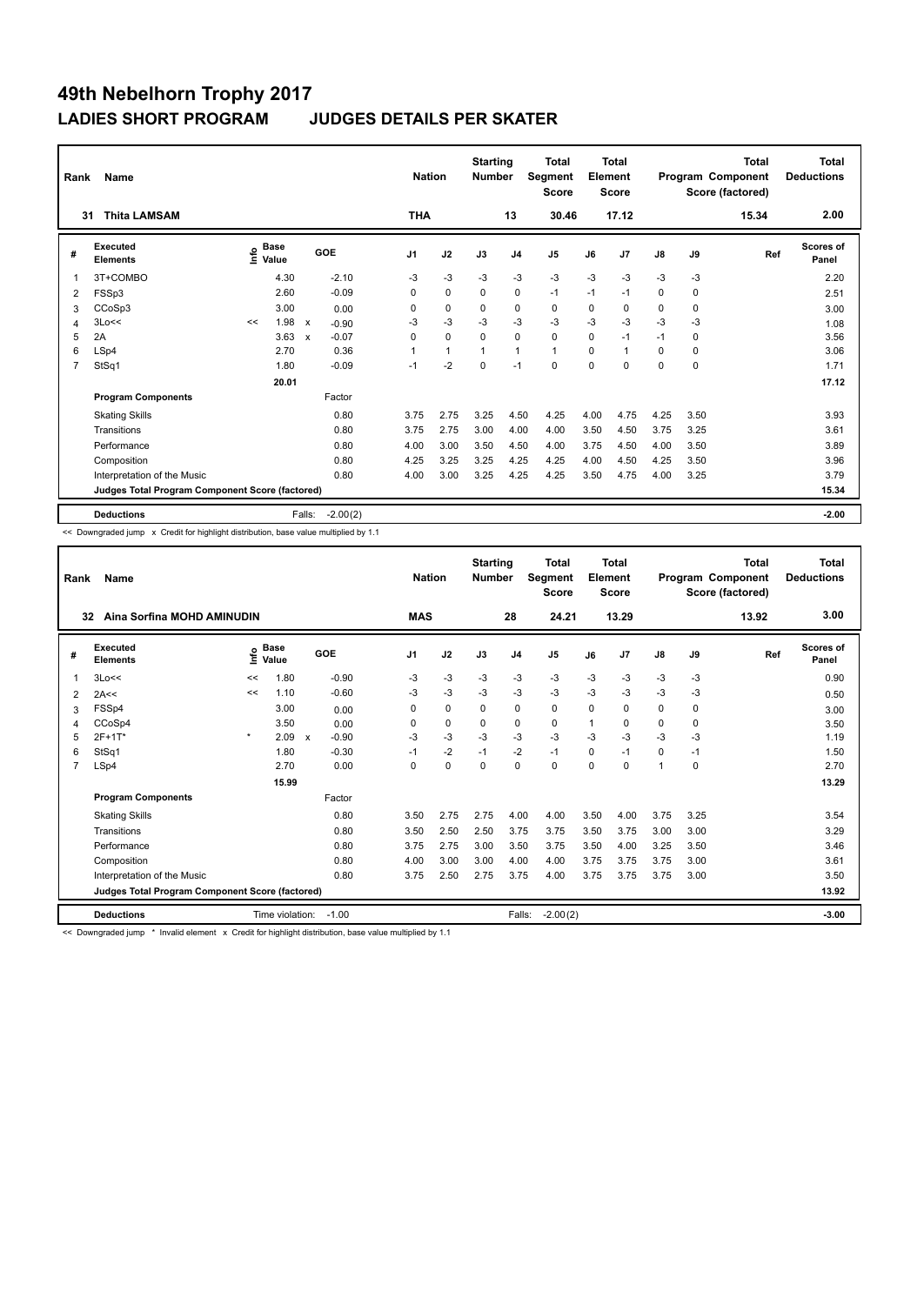# 49th Nebelhorn Trophy 2017

## LADIES SHORT PROGRAM JUDGES DETAILS PER SKATER

| Rank | Name | Nation | Starting Number | Total Segment Score | Total Element Score | Total Program Component Score (factored) | Total Deductions |
|---|---|---|---|---|---|---|---|
| 31 | Thita LAMSAM | THA | 13 | 30.46 | 17.12 | 15.34 | 2.00 |

| # | Executed Elements | Info | Base Value | | GOE | J1 | J2 | J3 | J4 | J5 | J6 | J7 | J8 | J9 | Ref | Scores of Panel |
|---|---|---|---|---|---|---|---|---|---|---|---|---|---|---|---|---|
| 1 | 3T+COMBO | | 4.30 | | -2.10 | -3 | -3 | -3 | -3 | -3 | -3 | -3 | -3 | -3 | | 2.20 |
| 2 | FSSp3 | | 2.60 | | -0.09 | 0 | 0 | 0 | 0 | -1 | -1 | -1 | 0 | 0 | | 2.51 |
| 3 | CCoSp3 | | 3.00 | | 0.00 | 0 | 0 | 0 | 0 | 0 | 0 | 0 | 0 | 0 | | 3.00 |
| 4 | 3Lo<< | << | 1.98 | x | -0.90 | -3 | -3 | -3 | -3 | -3 | -3 | -3 | -3 | -3 | | 1.08 |
| 5 | 2A | | 3.63 | x | -0.07 | 0 | 0 | 0 | 0 | 0 | 0 | -1 | -1 | 0 | | 3.56 |
| 6 | LSp4 | | 2.70 | | 0.36 | 1 | 1 | 1 | 1 | 1 | 0 | 1 | 0 | 0 | | 3.06 |
| 7 | StSq1 | | 1.80 | | -0.09 | -1 | -2 | 0 | -1 | 0 | 0 | 0 | 0 | 0 | | 1.71 |
| | | | 20.01 | | | | | | | | | | | | | 17.12 |
| | **Program Components** | | | | Factor | | | | | | | | | | | |
| | Skating Skills | | | | 0.80 | 3.75 | 2.75 | 3.25 | 4.50 | 4.25 | 4.00 | 4.75 | 4.25 | 3.50 | | 3.93 |
| | Transitions | | | | 0.80 | 3.75 | 2.75 | 3.00 | 4.00 | 4.00 | 3.50 | 4.50 | 3.75 | 3.25 | | 3.61 |
| | Performance | | | | 0.80 | 4.00 | 3.00 | 3.50 | 4.50 | 4.00 | 3.75 | 4.50 | 4.00 | 3.50 | | 3.89 |
| | Composition | | | | 0.80 | 4.25 | 3.25 | 3.25 | 4.25 | 4.25 | 4.00 | 4.50 | 4.25 | 3.50 | | 3.96 |
| | Interpretation of the Music | | | | 0.80 | 4.00 | 3.00 | 3.25 | 4.25 | 4.25 | 3.50 | 4.75 | 4.00 | 3.25 | | 3.79 |
| | **Judges Total Program Component Score (factored)** | | | | | | | | | | | | | | | 15.34 |
| | **Deductions** | | | Falls: | -2.00(2) | | | | | | | | | | | -2.00 |

<< Downgraded jump x Credit for highlight distribution, base value multiplied by 1.1

| Rank | Name | Nation | Starting Number | Total Segment Score | Total Element Score | Total Program Component Score (factored) | Total Deductions |
|---|---|---|---|---|---|---|---|
| 32 | Aina Sorfina MOHD AMINUDIN | MAS | 28 | 24.21 | 13.29 | 13.92 | 3.00 |

| # | Executed Elements | Info | Base Value | | GOE | J1 | J2 | J3 | J4 | J5 | J6 | J7 | J8 | J9 | Ref | Scores of Panel |
|---|---|---|---|---|---|---|---|---|---|---|---|---|---|---|---|---|
| 1 | 3Lo<< | << | 1.80 | | -0.90 | -3 | -3 | -3 | -3 | -3 | -3 | -3 | -3 | -3 | | 0.90 |
| 2 | 2A<< | << | 1.10 | | -0.60 | -3 | -3 | -3 | -3 | -3 | -3 | -3 | -3 | -3 | | 0.50 |
| 3 | FSSp4 | | 3.00 | | 0.00 | 0 | 0 | 0 | 0 | 0 | 0 | 0 | 0 | 0 | | 3.00 |
| 4 | CCoSp4 | | 3.50 | | 0.00 | 0 | 0 | 0 | 0 | 0 | 1 | 0 | 0 | 0 | | 3.50 |
| 5 | 2F+1T* | * | 2.09 | x | -0.90 | -3 | -3 | -3 | -3 | -3 | -3 | -3 | -3 | -3 | | 1.19 |
| 6 | StSq1 | | 1.80 | | -0.30 | -1 | -2 | -1 | -2 | -1 | 0 | -1 | 0 | -1 | | 1.50 |
| 7 | LSp4 | | 2.70 | | 0.00 | 0 | 0 | 0 | 0 | 0 | 0 | 0 | 1 | 0 | | 2.70 |
| | | | 15.99 | | | | | | | | | | | | | 13.29 |
| | **Program Components** | | | | Factor | | | | | | | | | | | |
| | Skating Skills | | | | 0.80 | 3.50 | 2.75 | 2.75 | 4.00 | 4.00 | 3.50 | 4.00 | 3.75 | 3.25 | | 3.54 |
| | Transitions | | | | 0.80 | 3.50 | 2.50 | 2.50 | 3.75 | 3.75 | 3.50 | 3.75 | 3.00 | 3.00 | | 3.29 |
| | Performance | | | | 0.80 | 3.75 | 2.75 | 3.00 | 3.50 | 3.75 | 3.50 | 4.00 | 3.25 | 3.50 | | 3.46 |
| | Composition | | | | 0.80 | 4.00 | 3.00 | 3.00 | 4.00 | 4.00 | 3.75 | 3.75 | 3.75 | 3.00 | | 3.61 |
| | Interpretation of the Music | | | | 0.80 | 3.75 | 2.50 | 2.75 | 3.75 | 4.00 | 3.75 | 3.75 | 3.75 | 3.00 | | 3.50 |
| | **Judges Total Program Component Score (factored)** | | | | | | | | | | | | | | | 13.92 |
| | **Deductions** | | Time violation: | | -1.00 | | | | Falls: | -2.00(2) | | | | | | -3.00 |

<< Downgraded jump * Invalid element x Credit for highlight distribution, base value multiplied by 1.1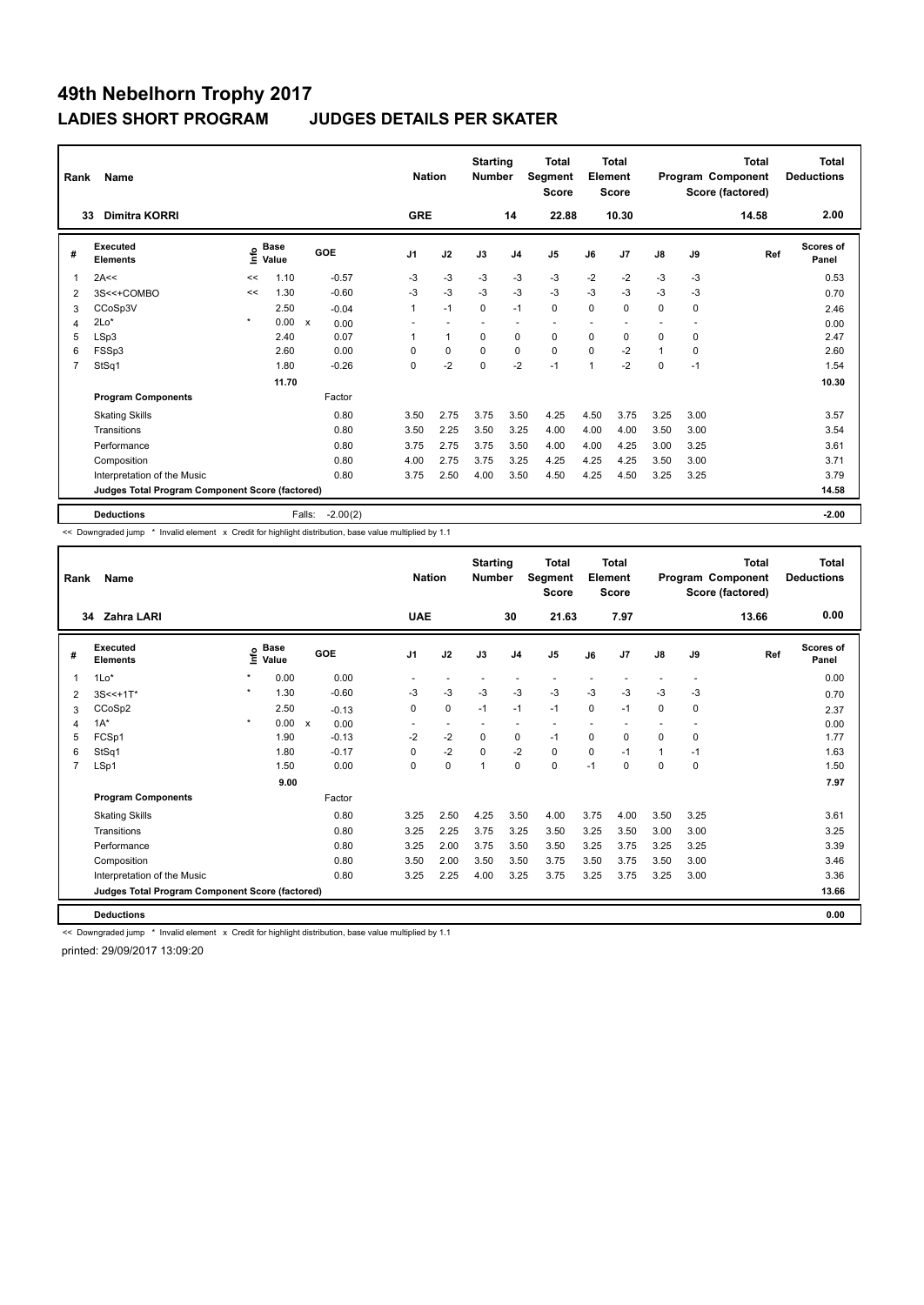# 49th Nebelhorn Trophy 2017

## LADIES SHORT PROGRAM JUDGES DETAILS PER SKATER

| Rank | Name | Nation | Starting Number | Total Segment Score | Total Element Score | Total Program Component Score (factored) | Total Deductions |
|---|---|---|---|---|---|---|---|
| 33 | Dimitra KORRI | GRE | 14 | 22.88 | 10.30 | 14.58 | 2.00 |

| # | Executed Elements | Info | Base Value | | GOE | J1 | J2 | J3 | J4 | J5 | J6 | J7 | J8 | J9 | Ref | Scores of Panel |
|---|---|---|---|---|---|---|---|---|---|---|---|---|---|---|---|---|
| 1 | 2A<< | << | 1.10 | | -0.57 | -3 | -3 | -3 | -3 | -3 | -2 | -2 | -3 | -3 | | 0.53 |
| 2 | 3S<<+COMBO | << | 1.30 | | -0.60 | -3 | -3 | -3 | -3 | -3 | -3 | -3 | -3 | -3 | | 0.70 |
| 3 | CCoSp3V | | 2.50 | | -0.04 | 1 | -1 | 0 | -1 | 0 | 0 | 0 | 0 | 0 | | 2.46 |
| 4 | 2Lo* | * | 0.00 | x | 0.00 | - | - | - | - | - | - | - | - | - | | 0.00 |
| 5 | LSp3 | | 2.40 | | 0.07 | 1 | 1 | 0 | 0 | 0 | 0 | 0 | 0 | 0 | | 2.47 |
| 6 | FSSp3 | | 2.60 | | 0.00 | 0 | 0 | 0 | 0 | 0 | 0 | -2 | 1 | 0 | | 2.60 |
| 7 | StSq1 | | 1.80 | | -0.26 | 0 | -2 | 0 | -2 | -1 | 1 | -2 | 0 | -1 | | 1.54 |
| | | | 11.70 | | | | | | | | | | | | | 10.30 |
| | **Program Components** | | | | Factor | | | | | | | | | | | |
| | Skating Skills | | | | 0.80 | 3.50 | 2.75 | 3.75 | 3.50 | 4.25 | 4.50 | 3.75 | 3.25 | 3.00 | | 3.57 |
| | Transitions | | | | 0.80 | 3.50 | 2.25 | 3.50 | 3.25 | 4.00 | 4.00 | 4.00 | 3.50 | 3.00 | | 3.54 |
| | Performance | | | | 0.80 | 3.75 | 2.75 | 3.75 | 3.50 | 4.00 | 4.00 | 4.25 | 3.00 | 3.25 | | 3.61 |
| | Composition | | | | 0.80 | 4.00 | 2.75 | 3.75 | 3.25 | 4.25 | 4.25 | 4.25 | 3.50 | 3.00 | | 3.71 |
| | Interpretation of the Music | | | | 0.80 | 3.75 | 2.50 | 4.00 | 3.50 | 4.50 | 4.25 | 4.50 | 3.25 | 3.25 | | 3.79 |
| | **Judges Total Program Component Score (factored)** | | | | | | | | | | | | | | | 14.58 |
| | **Deductions** | | Falls: | | -2.00(2) | | | | | | | | | | | -2.00 |

<< Downgraded jump * Invalid element x Credit for highlight distribution, base value multiplied by 1.1

| Rank | Name | Nation | Starting Number | Total Segment Score | Total Element Score | Total Program Component Score (factored) | Total Deductions |
|---|---|---|---|---|---|---|---|
| 34 | Zahra LARI | UAE | 30 | 21.63 | 7.97 | 13.66 | 0.00 |

| # | Executed Elements | Info | Base Value | | GOE | J1 | J2 | J3 | J4 | J5 | J6 | J7 | J8 | J9 | Ref | Scores of Panel |
|---|---|---|---|---|---|---|---|---|---|---|---|---|---|---|---|---|
| 1 | 1Lo* | * | 0.00 | | 0.00 | - | - | - | - | - | - | - | - | - | | 0.00 |
| 2 | 3S<<+1T* | * | 1.30 | | -0.60 | -3 | -3 | -3 | -3 | -3 | -3 | -3 | -3 | -3 | | 0.70 |
| 3 | CCoSp2 | | 2.50 | | -0.13 | 0 | 0 | -1 | -1 | -1 | 0 | -1 | 0 | 0 | | 2.37 |
| 4 | 1A* | * | 0.00 | x | 0.00 | - | - | - | - | - | - | - | - | - | | 0.00 |
| 5 | FCSp1 | | 1.90 | | -0.13 | -2 | -2 | 0 | 0 | -1 | 0 | 0 | 0 | 0 | | 1.77 |
| 6 | StSq1 | | 1.80 | | -0.17 | 0 | -2 | 0 | -2 | 0 | 0 | -1 | 1 | -1 | | 1.63 |
| 7 | LSp1 | | 1.50 | | 0.00 | 0 | 0 | 1 | 0 | 0 | -1 | 0 | 0 | 0 | | 1.50 |
| | | | 9.00 | | | | | | | | | | | | | 7.97 |
| | **Program Components** | | | | Factor | | | | | | | | | | | |
| | Skating Skills | | | | 0.80 | 3.25 | 2.50 | 4.25 | 3.50 | 4.00 | 3.75 | 4.00 | 3.50 | 3.25 | | 3.61 |
| | Transitions | | | | 0.80 | 3.25 | 2.25 | 3.75 | 3.25 | 3.50 | 3.25 | 3.50 | 3.00 | 3.00 | | 3.25 |
| | Performance | | | | 0.80 | 3.25 | 2.00 | 3.75 | 3.50 | 3.50 | 3.25 | 3.75 | 3.25 | 3.25 | | 3.39 |
| | Composition | | | | 0.80 | 3.50 | 2.00 | 3.50 | 3.50 | 3.75 | 3.50 | 3.75 | 3.50 | 3.00 | | 3.46 |
| | Interpretation of the Music | | | | 0.80 | 3.25 | 2.25 | 4.00 | 3.25 | 3.75 | 3.25 | 3.75 | 3.25 | 3.00 | | 3.36 |
| | **Judges Total Program Component Score (factored)** | | | | | | | | | | | | | | | 13.66 |
| | **Deductions** | | | | | | | | | | | | | | | 0.00 |

<< Downgraded jump * Invalid element x Credit for highlight distribution, base value multiplied by 1.1

printed: 29/09/2017 13:09:20